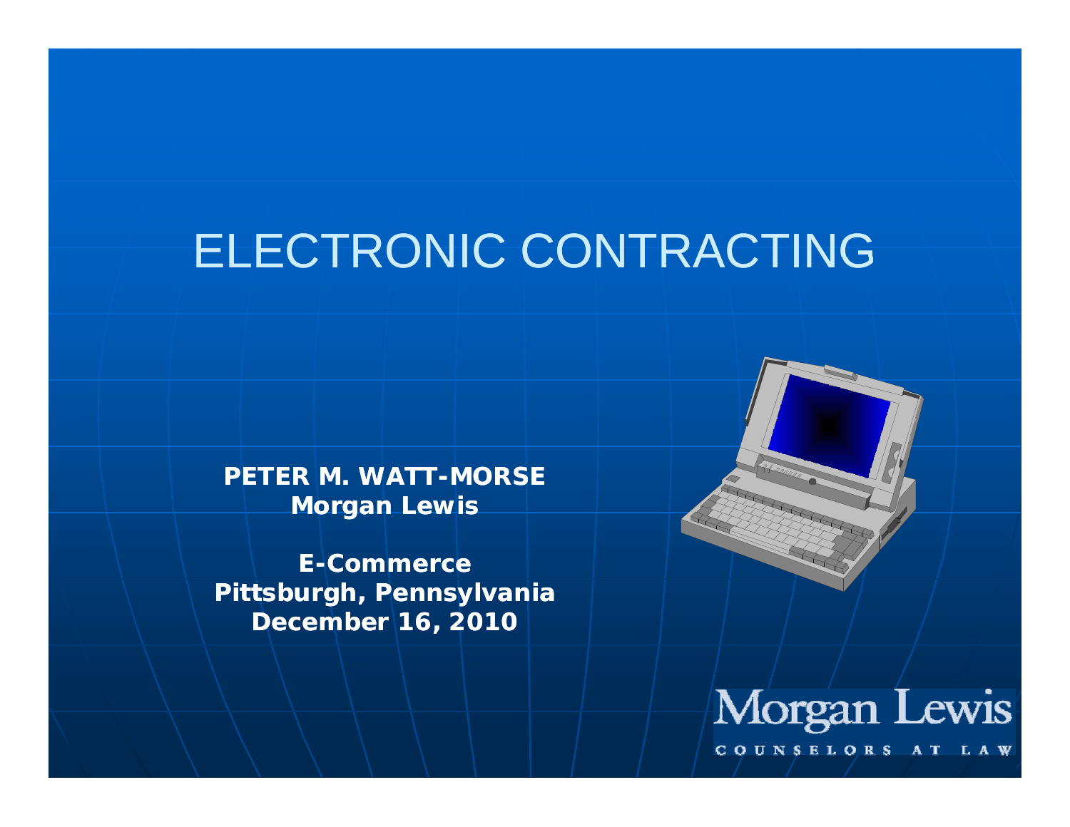# ELECTRONIC CONTRACTING

**PETER M. WATT-MORSE**
**Morgan Lewis**

**E-Commerce**
**Pittsburgh, Pennsylvania**
**December 16, 2010**

Morgan Lewis
COUNSELORS AT LAW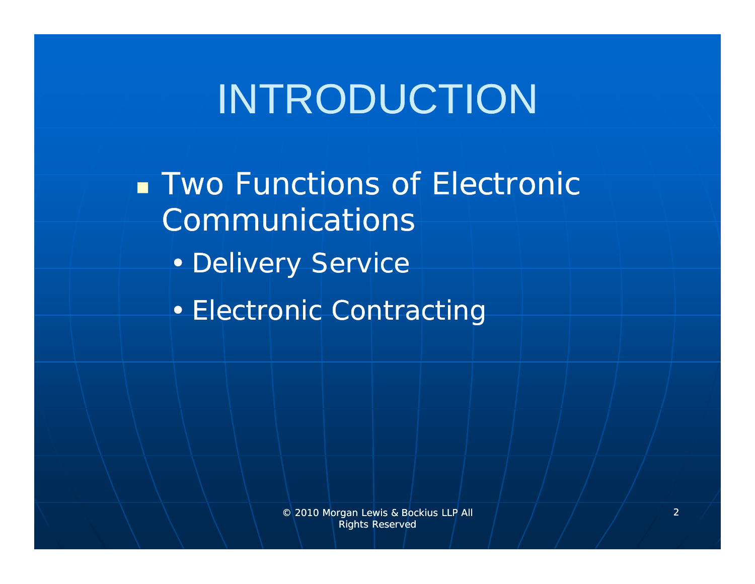# INTRODUCTION

- Two Functions of Electronic Communications
  - Delivery Service
  - Electronic Contracting

© 2010 Morgan Lewis & Bockius LLP All Rights Reserved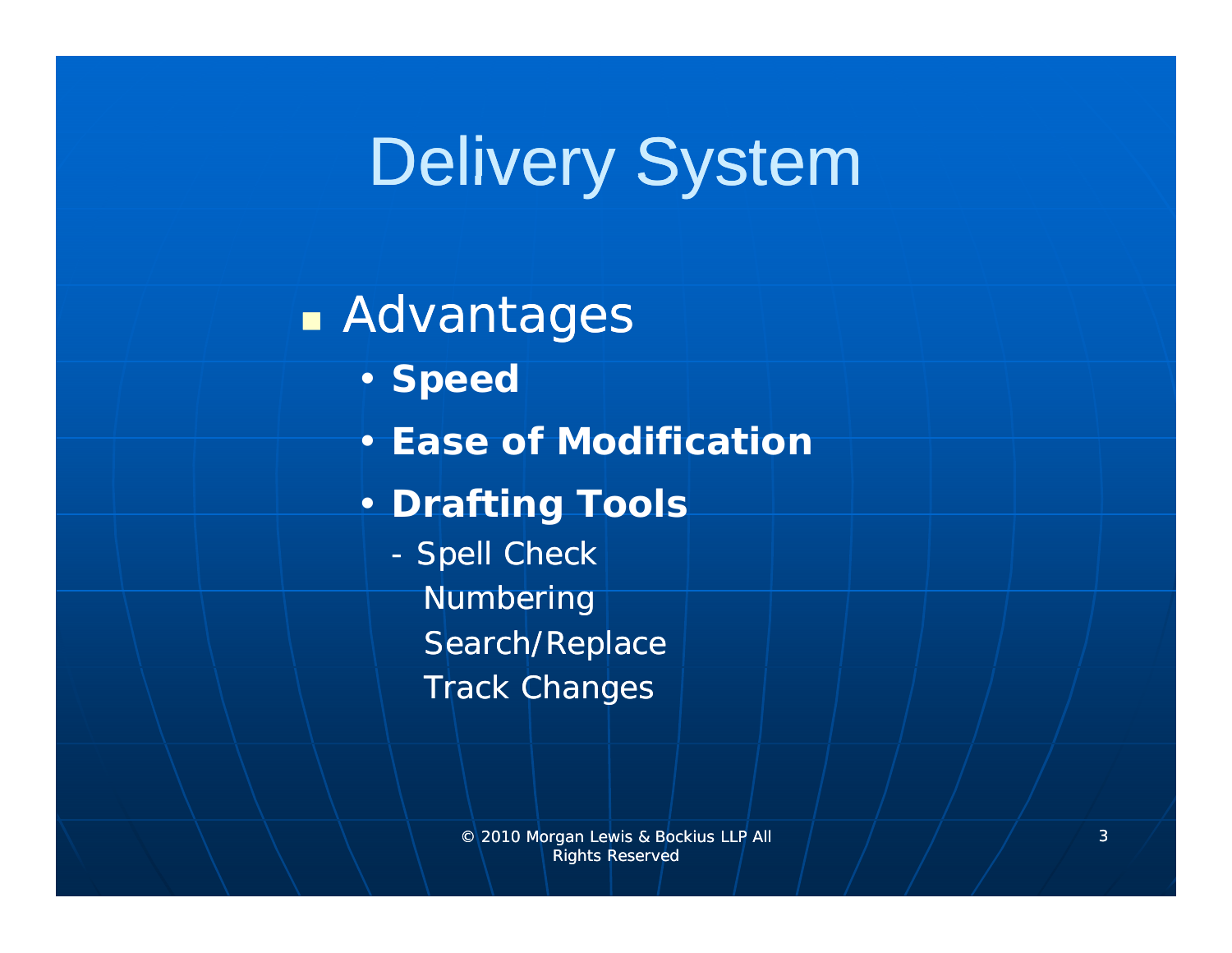# Delivery System

- Advantages
  - **Speed**
  - **Ease of Modification**
  - **Drafting Tools**
    - Spell Check
      Numbering
      Search/Replace
      Track Changes

© 2010 Morgan Lewis & Bockius LLP All Rights Reserved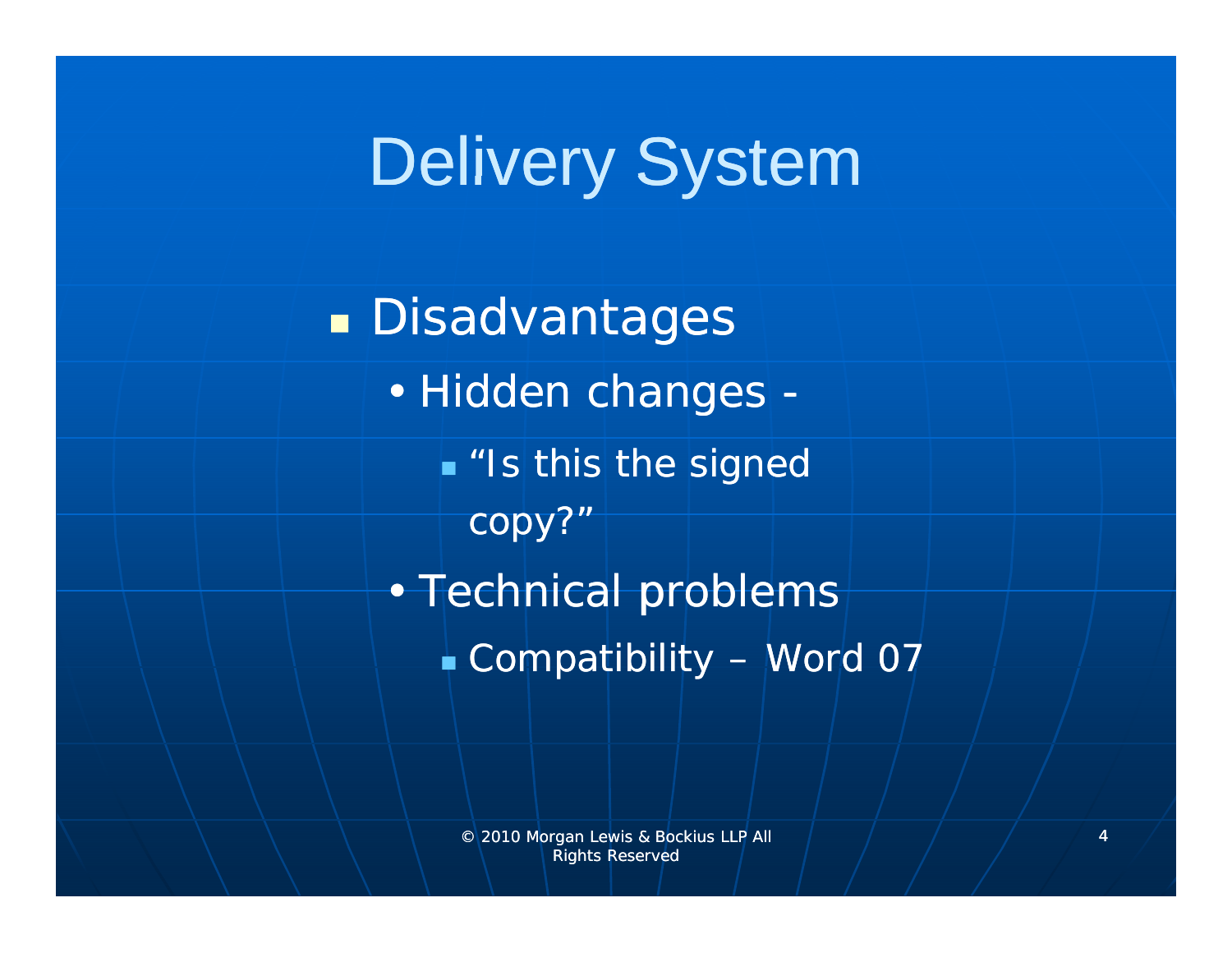# Delivery System

- Disadvantages
  - Hidden changes -
    - "Is this the signed copy?"
  - Technical problems
    - Compatibility – Word 07

© 2010 Morgan Lewis & Bockius LLP All Rights Reserved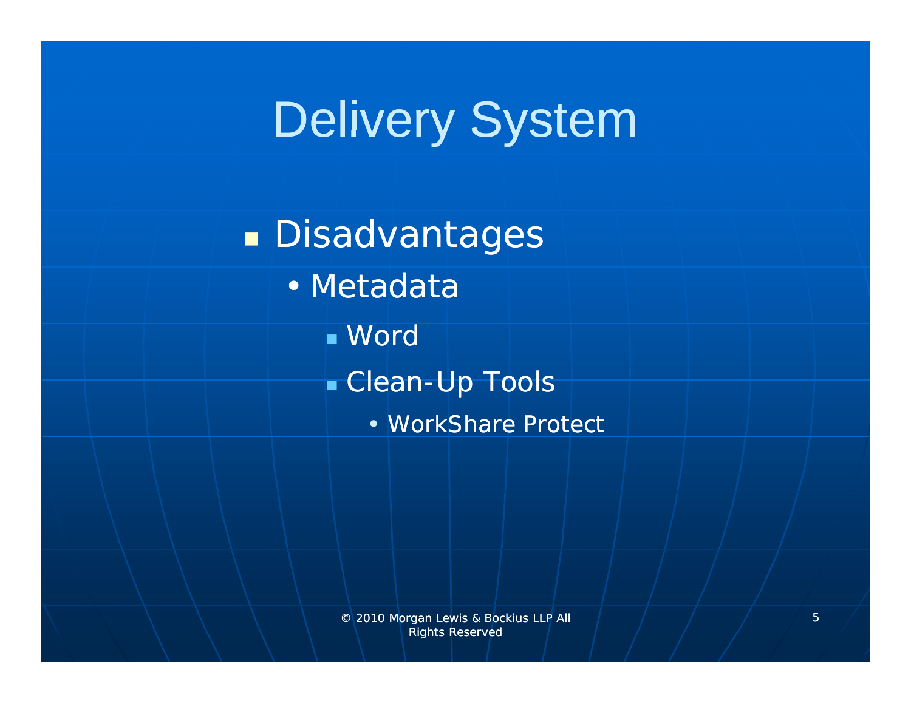# Delivery System

- Disadvantages
  - Metadata
    - Word
    - Clean-Up Tools
      - WorkShare Protect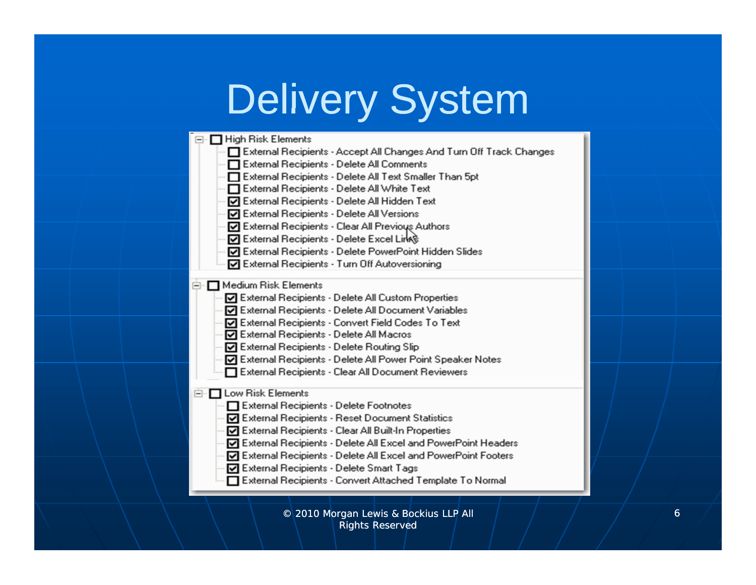# Delivery System

- ☐ High Risk Elements
  - ☐ External Recipients - Accept All Changes And Turn Off Track Changes
  - ☐ External Recipients - Delete All Comments
  - ☐ External Recipients - Delete All Text Smaller Than 5pt
  - ☐ External Recipients - Delete All White Text
  - ☑ External Recipients - Delete All Hidden Text
  - ☑ External Recipients - Delete All Versions
  - ☑ External Recipients - Clear All Previous Authors
  - ☑ External Recipients - Delete Excel Links
  - ☑ External Recipients - Delete PowerPoint Hidden Slides
  - ☑ External Recipients - Turn Off Autoversioning
- ☐ Medium Risk Elements
  - ☑ External Recipients - Delete All Custom Properties
  - ☑ External Recipients - Delete All Document Variables
  - ☑ External Recipients - Convert Field Codes To Text
  - ☑ External Recipients - Delete All Macros
  - ☑ External Recipients - Delete Routing Slip
  - ☑ External Recipients - Delete All Power Point Speaker Notes
  - ☐ External Recipients - Clear All Document Reviewers
- ☐ Low Risk Elements
  - ☐ External Recipients - Delete Footnotes
  - ☑ External Recipients - Reset Document Statistics
  - ☑ External Recipients - Clear All Built-In Properties
  - ☑ External Recipients - Delete All Excel and PowerPoint Headers
  - ☑ External Recipients - Delete All Excel and PowerPoint Footers
  - ☑ External Recipients - Delete Smart Tags
  - ☐ External Recipients - Convert Attached Template To Normal

© 2010 Morgan Lewis & Bockius LLP All Rights Reserved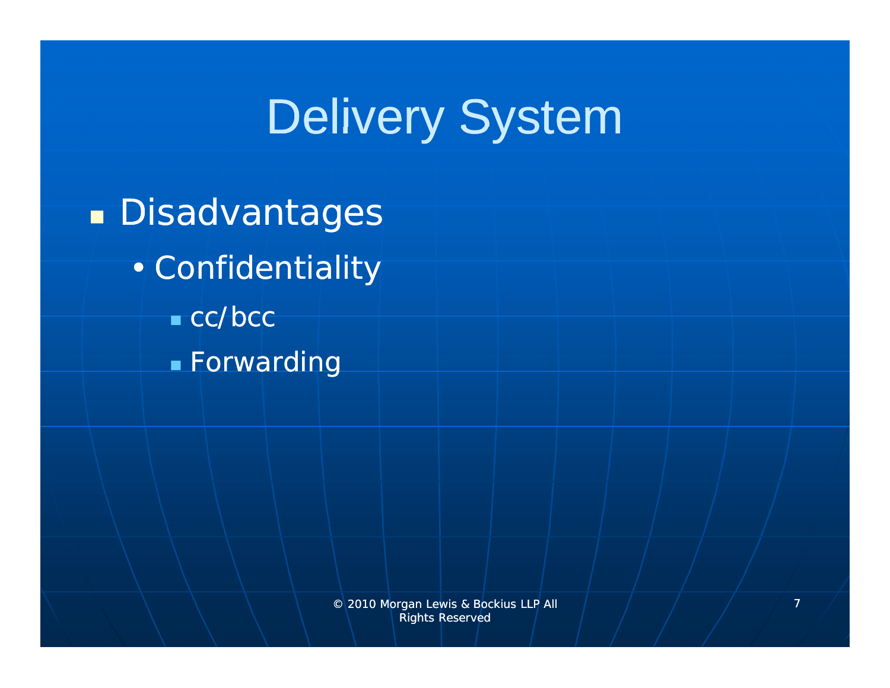# Delivery System

- Disadvantages
  - Confidentiality
    - cc/bcc
    - Forwarding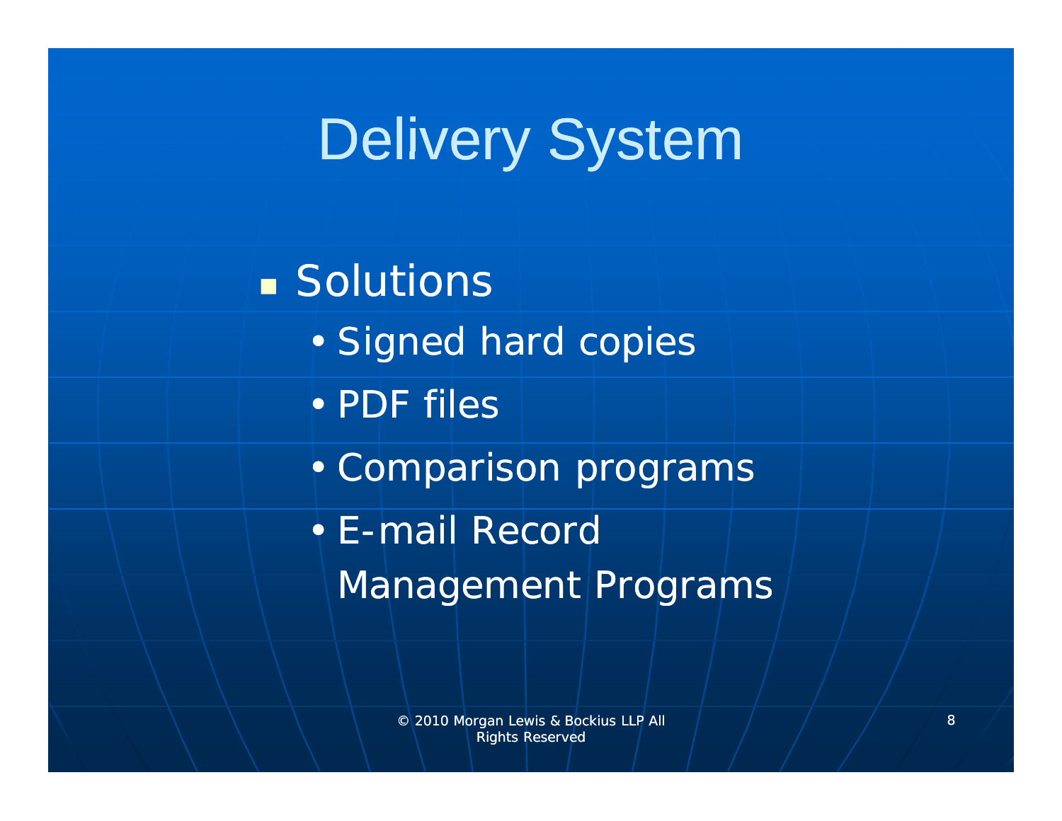# Delivery System

- Solutions
  - Signed hard copies
  - PDF files
  - Comparison programs
  - E-mail Record Management Programs

© 2010 Morgan Lewis & Bockius LLP All Rights Reserved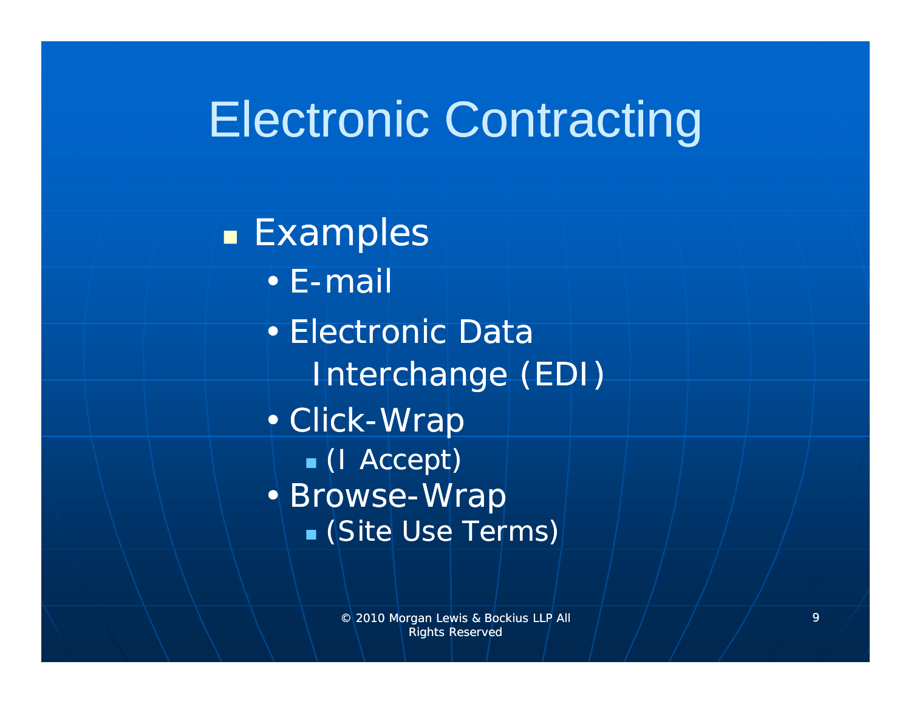# Electronic Contracting

- Examples
  - E-mail
  - Electronic Data Interchange (EDI)
  - Click-Wrap
    - (I Accept)
  - Browse-Wrap
    - (Site Use Terms)

© 2010 Morgan Lewis & Bockius LLP All Rights Reserved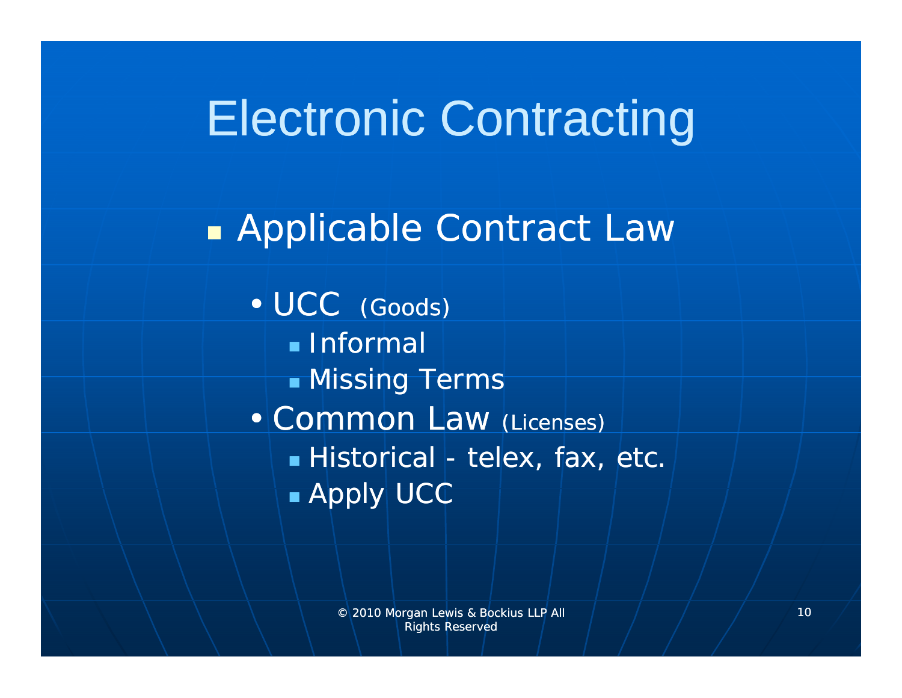# Electronic Contracting

- Applicable Contract Law
  - UCC (Goods)
    - Informal
    - Missing Terms
  - Common Law (Licenses)
    - Historical - telex, fax, etc.
    - Apply UCC

© 2010 Morgan Lewis & Bockius LLP All Rights Reserved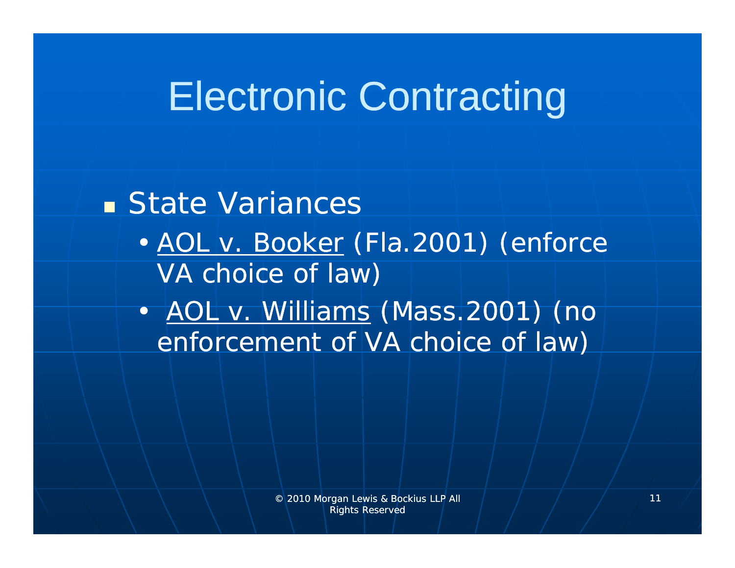# Electronic Contracting

- State Variances
  - AOL v. Booker (Fla.2001) (enforce VA choice of law)
  - AOL v. Williams (Mass.2001) (no enforcement of VA choice of law)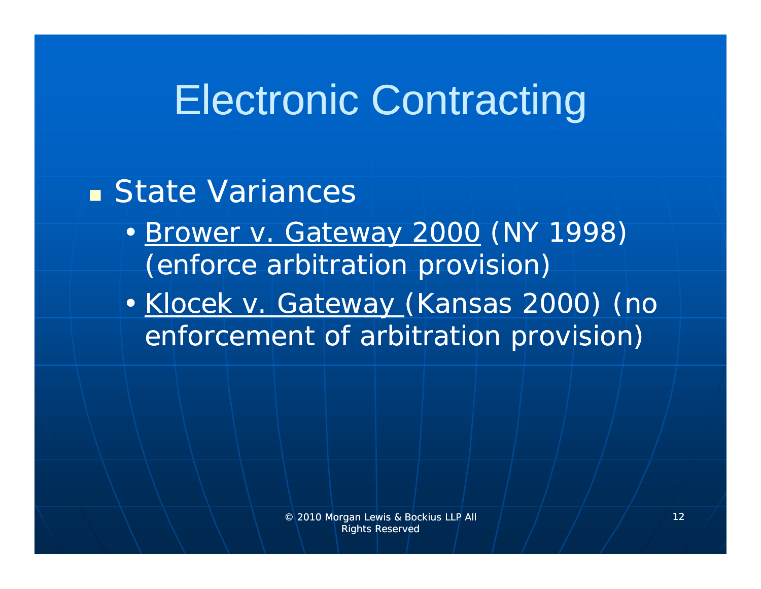# Electronic Contracting

- State Variances
  - <u>Brower v. Gateway 2000</u> (NY 1998) (enforce arbitration provision)
  - <u>Klocek v. Gateway</u> (Kansas 2000) (no enforcement of arbitration provision)

© 2010 Morgan Lewis & Bockius LLP All Rights Reserved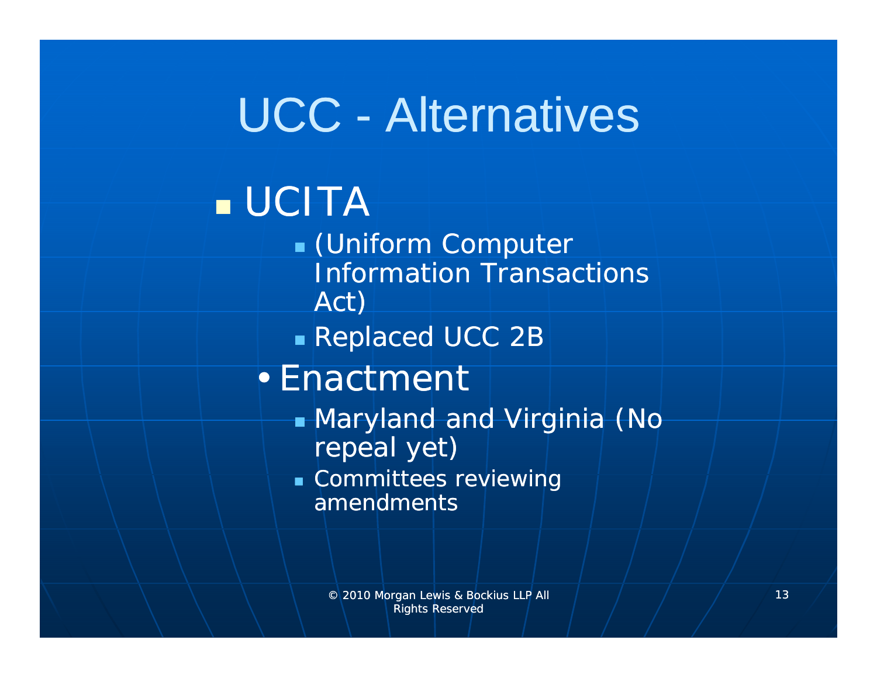# UCC - Alternatives

- UCITA
  - (Uniform Computer Information Transactions Act)
  - Replaced UCC 2B
- Enactment
  - Maryland and Virginia (No repeal yet)
  - Committees reviewing amendments

© 2010 Morgan Lewis & Bockius LLP All Rights Reserved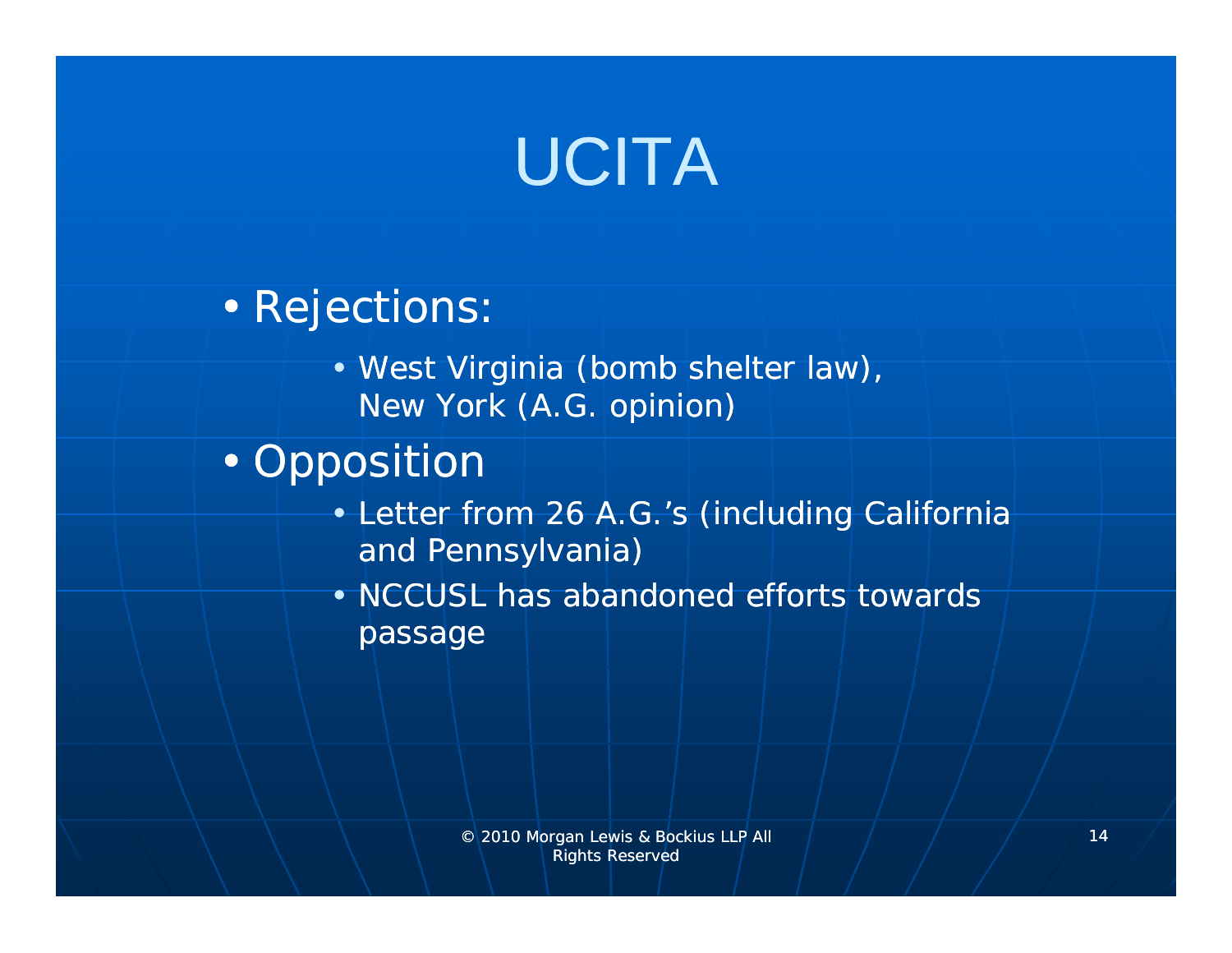# UCITA

- Rejections:
  - West Virginia (bomb shelter law), New York (A.G. opinion)
- Opposition
  - Letter from 26 A.G.'s (including California and Pennsylvania)
  - NCCUSL has abandoned efforts towards passage

© 2010 Morgan Lewis & Bockius LLP All Rights Reserved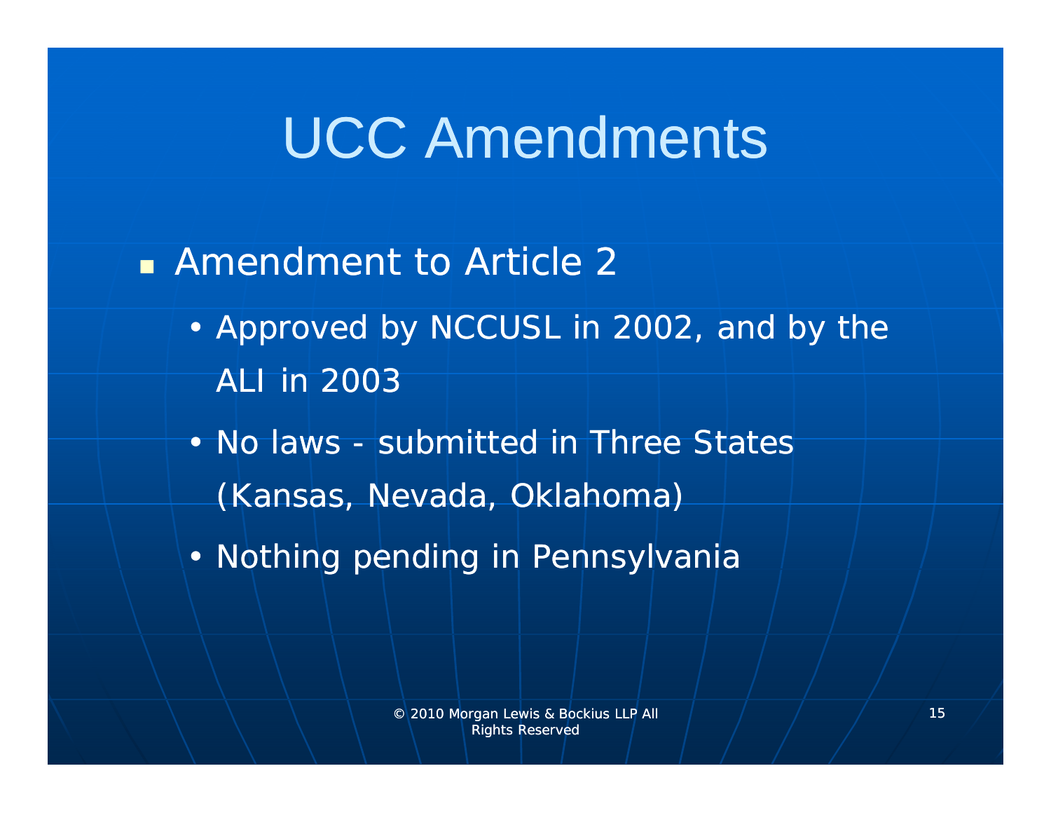# UCC Amendments

- Amendment to Article 2
  - Approved by NCCUSL in 2002, and by the ALI in 2003
  - No laws - submitted in Three States (Kansas, Nevada, Oklahoma)
  - Nothing pending in Pennsylvania

© 2010 Morgan Lewis & Bockius LLP All Rights Reserved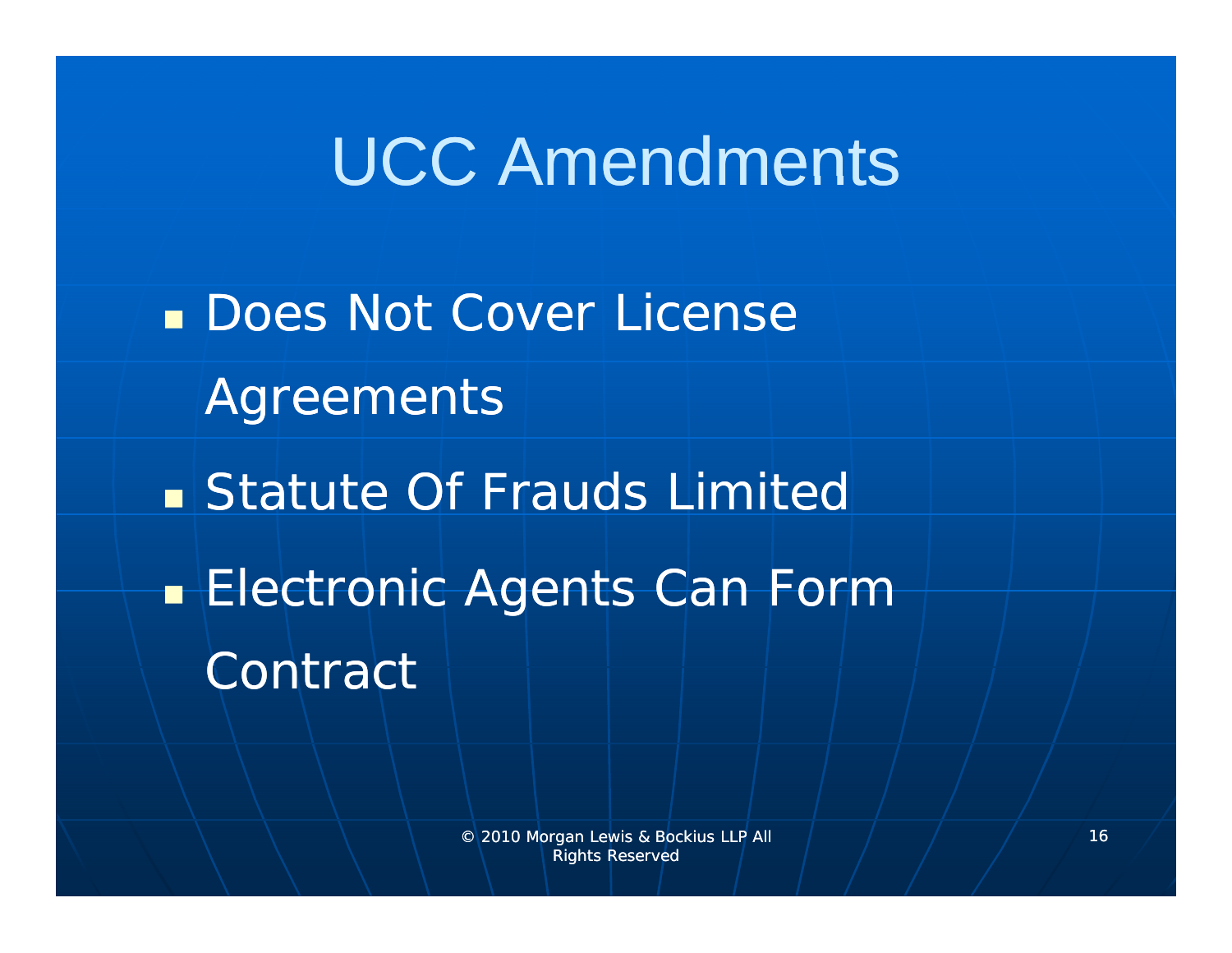# UCC Amendments

- Does Not Cover License Agreements
- Statute Of Frauds Limited
- Electronic Agents Can Form Contract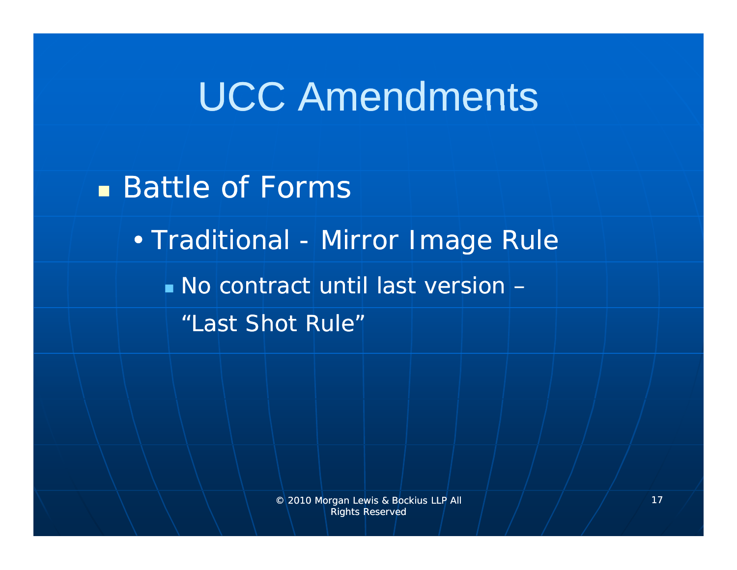# UCC Amendments

- Battle of Forms
  - Traditional - Mirror Image Rule
    - No contract until last version – "Last Shot Rule"

© 2010 Morgan Lewis & Bockius LLP All Rights Reserved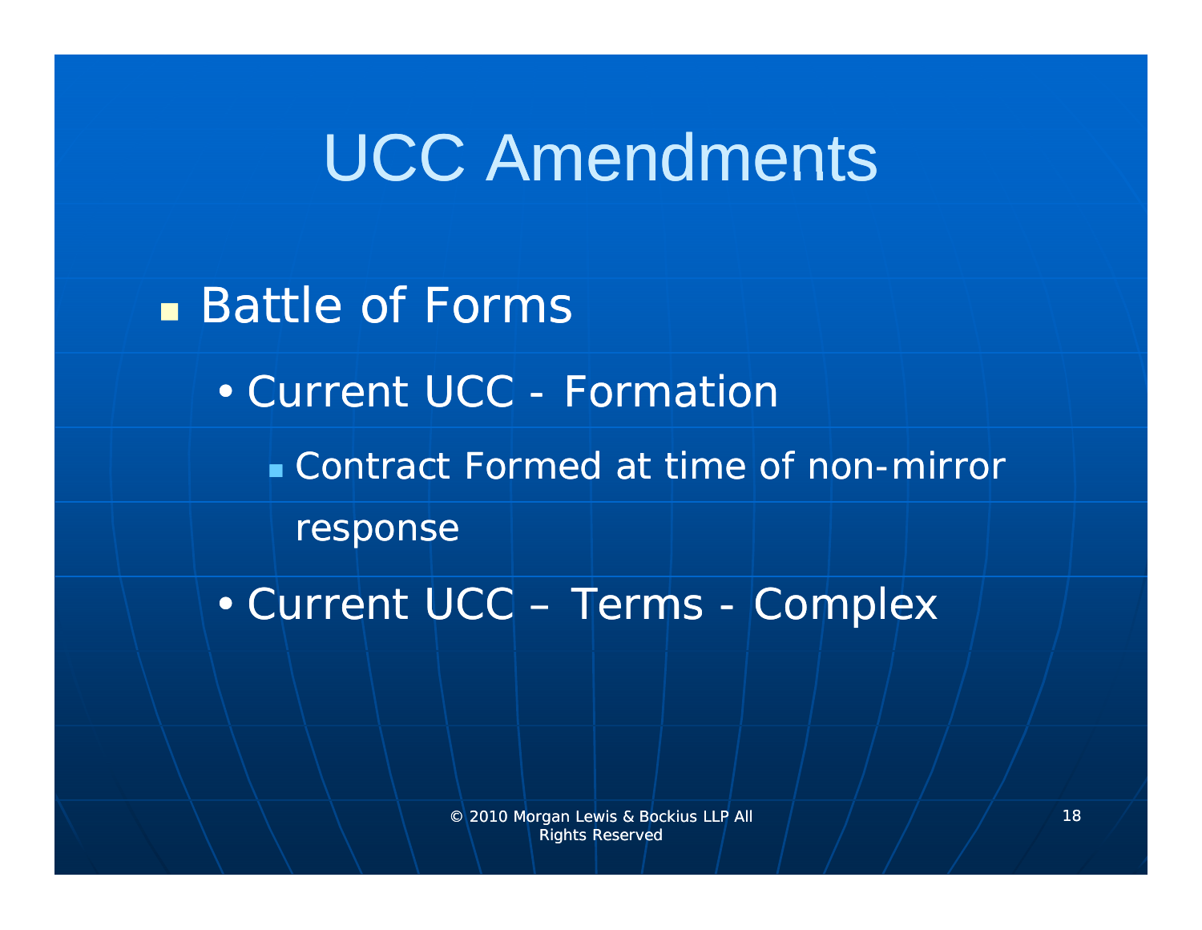# UCC Amendments

- Battle of Forms
  - Current UCC - Formation
    - Contract Formed at time of non-mirror response
  - Current UCC – Terms - Complex

© 2010 Morgan Lewis & Bockius LLP All Rights Reserved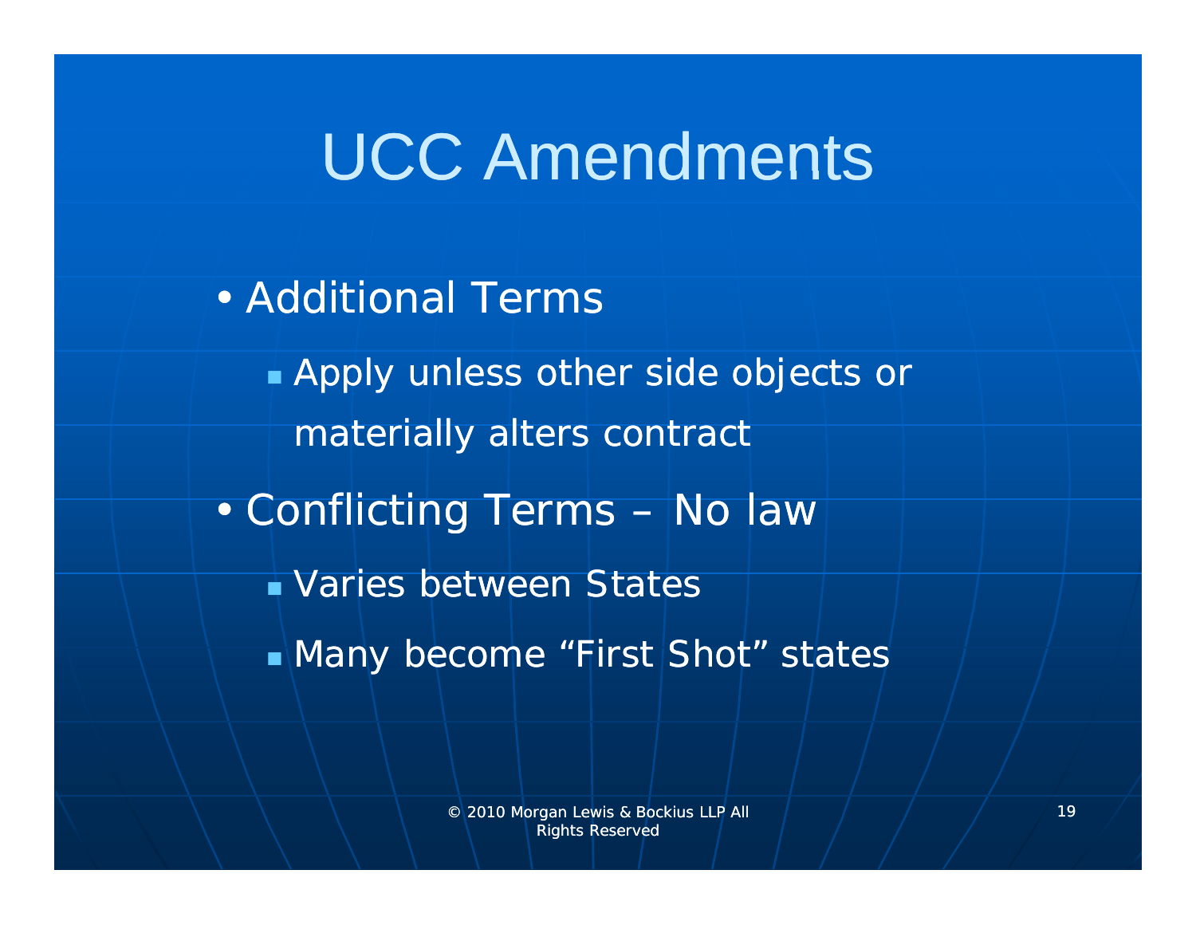# UCC Amendments

- Additional Terms
  - Apply unless other side objects or materially alters contract
- Conflicting Terms – No law
  - Varies between States
  - Many become "First Shot" states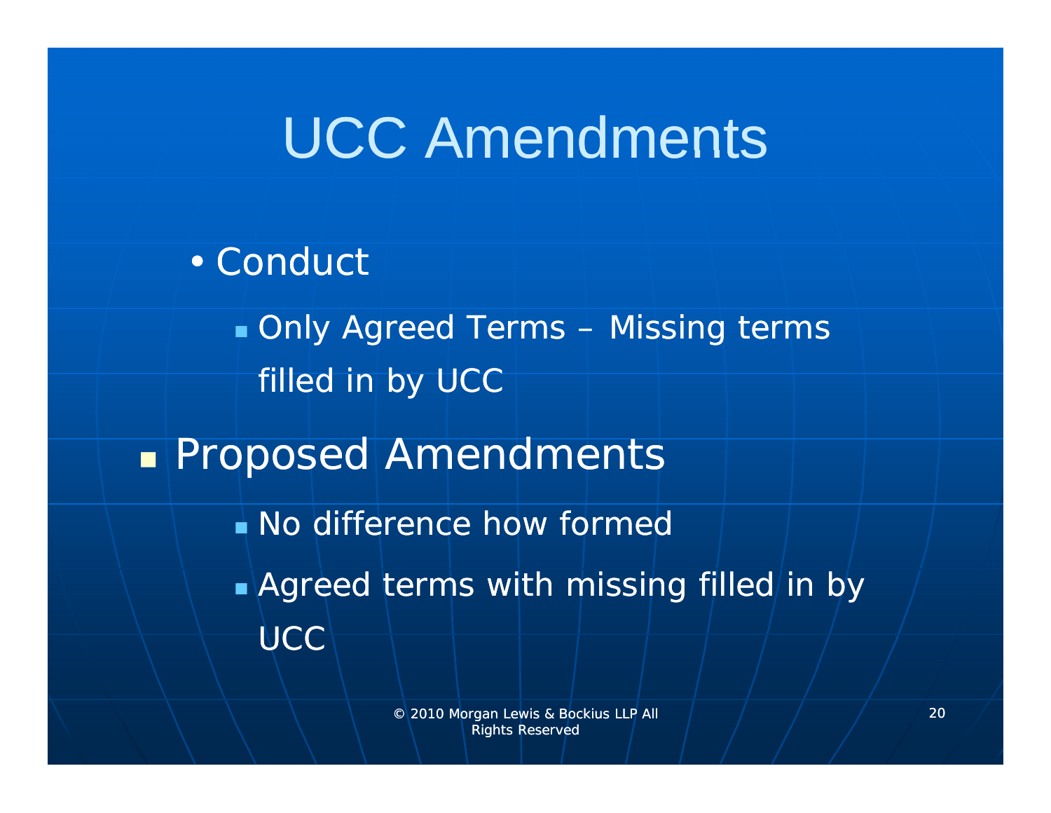# UCC Amendments

- Conduct
  - Only Agreed Terms – Missing terms filled in by UCC
- Proposed Amendments
  - No difference how formed
  - Agreed terms with missing filled in by UCC

© 2010 Morgan Lewis & Bockius LLP All Rights Reserved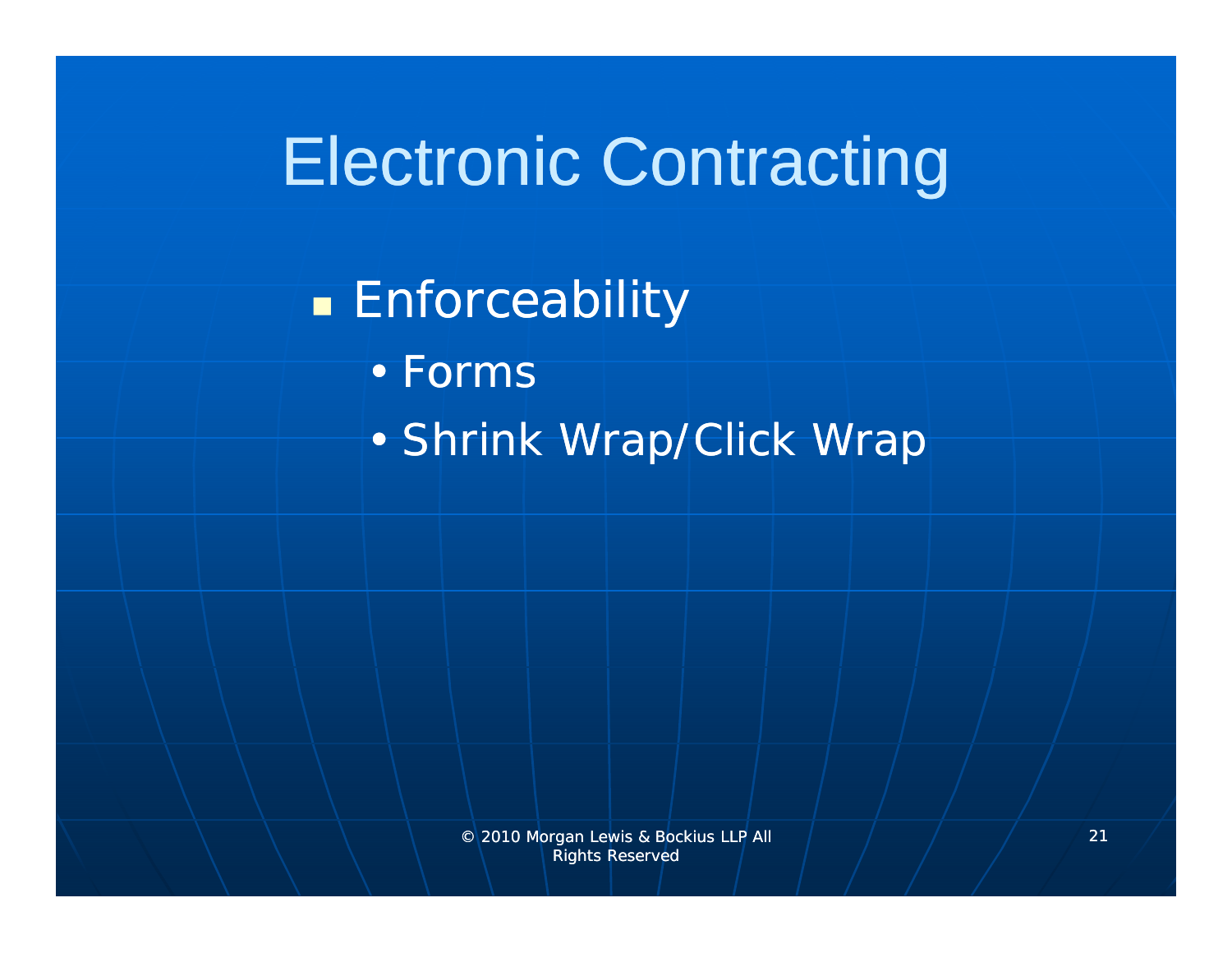# Electronic Contracting

- Enforceability
  - Forms
  - Shrink Wrap/Click Wrap

© 2010 Morgan Lewis & Bockius LLP All Rights Reserved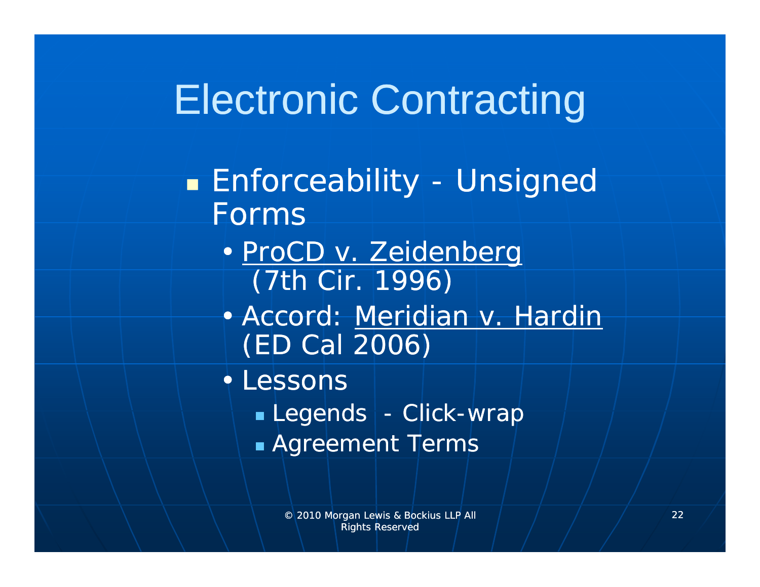# Electronic Contracting

- Enforceability - Unsigned Forms
  - <u>ProCD v. Zeidenberg</u> (7th Cir. 1996)
  - Accord: <u>Meridian v. Hardin</u> (ED Cal 2006)
  - Lessons
    - Legends - Click-wrap
    - Agreement Terms

© 2010 Morgan Lewis & Bockius LLP All Rights Reserved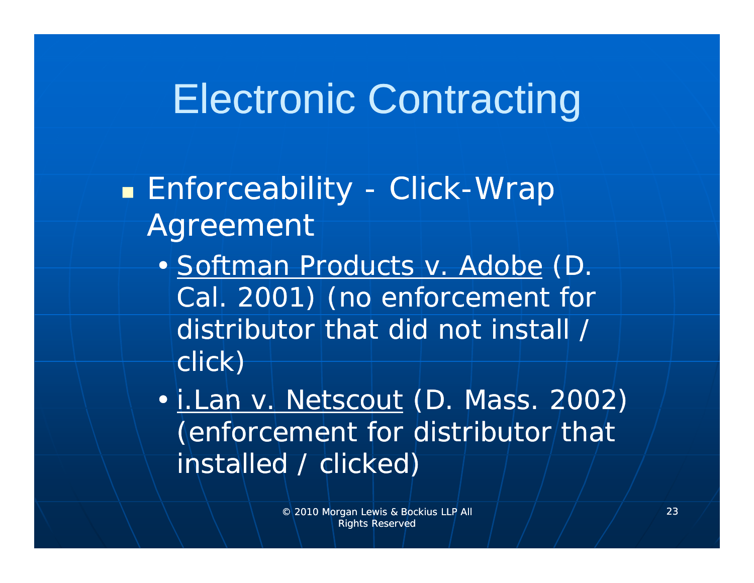# Electronic Contracting

- Enforceability - Click-Wrap Agreement
  - Softman Products v. Adobe (D. Cal. 2001) (no enforcement for distributor that did not install / click)
  - i.Lan v. Netscout (D. Mass. 2002) (enforcement for distributor that installed / clicked)

© 2010 Morgan Lewis & Bockius LLP All Rights Reserved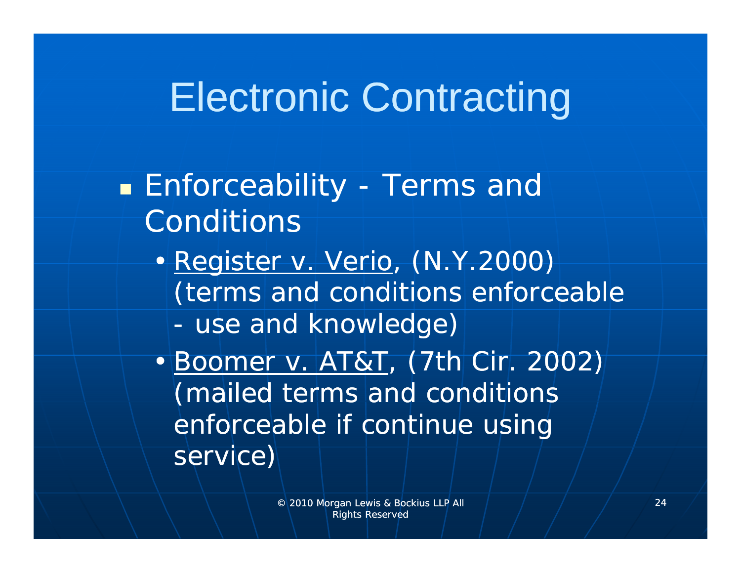# Electronic Contracting

- Enforceability - Terms and Conditions
  - Register v. Verio, (N.Y.2000) (terms and conditions enforceable - use and knowledge)
  - Boomer v. AT&T, (7th Cir. 2002) (mailed terms and conditions enforceable if continue using service)

© 2010 Morgan Lewis & Bockius LLP All Rights Reserved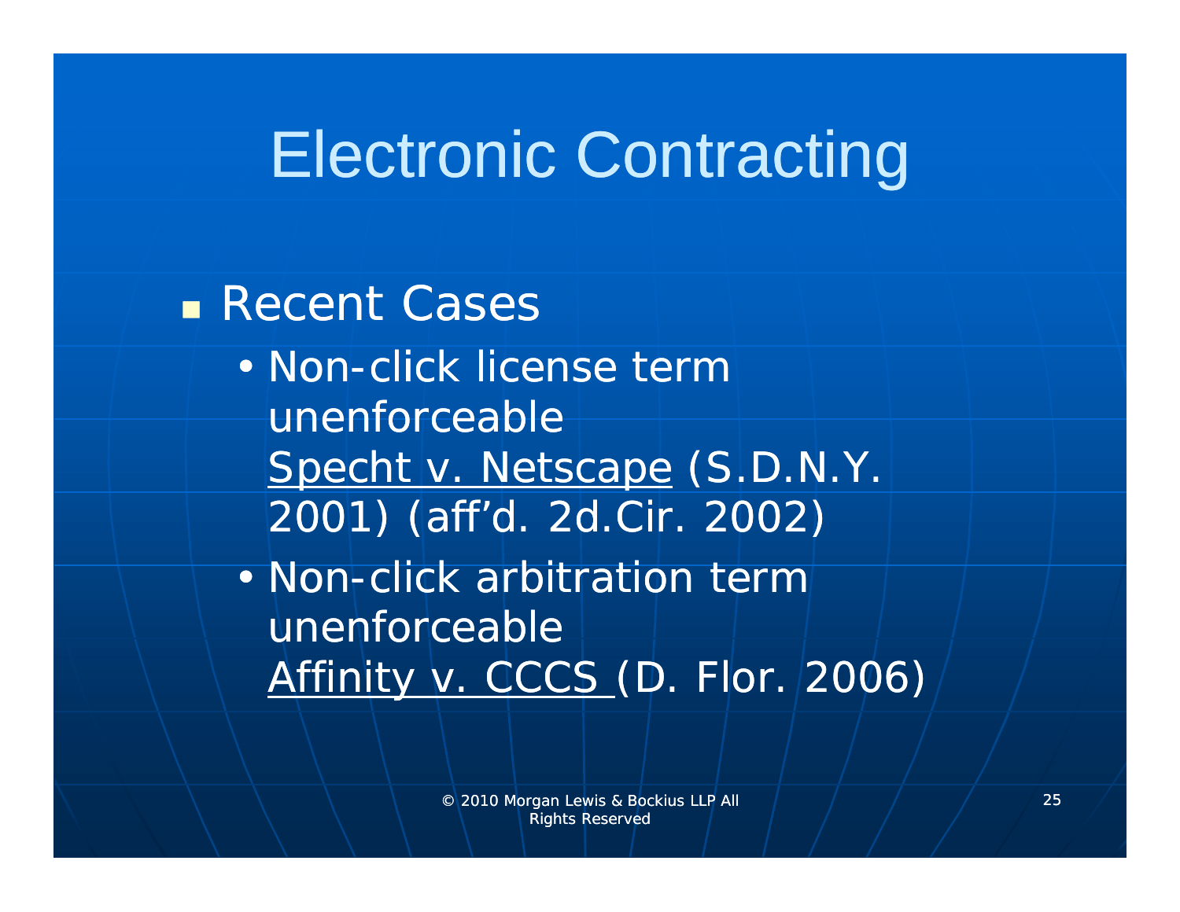# Electronic Contracting

- Recent Cases
  - Non-click license term unenforceable
    Specht v. Netscape (S.D.N.Y. 2001) (aff'd. 2d.Cir. 2002)
  - Non-click arbitration term unenforceable
    Affinity v. CCCS (D. Flor. 2006)

© 2010 Morgan Lewis & Bockius LLP All Rights Reserved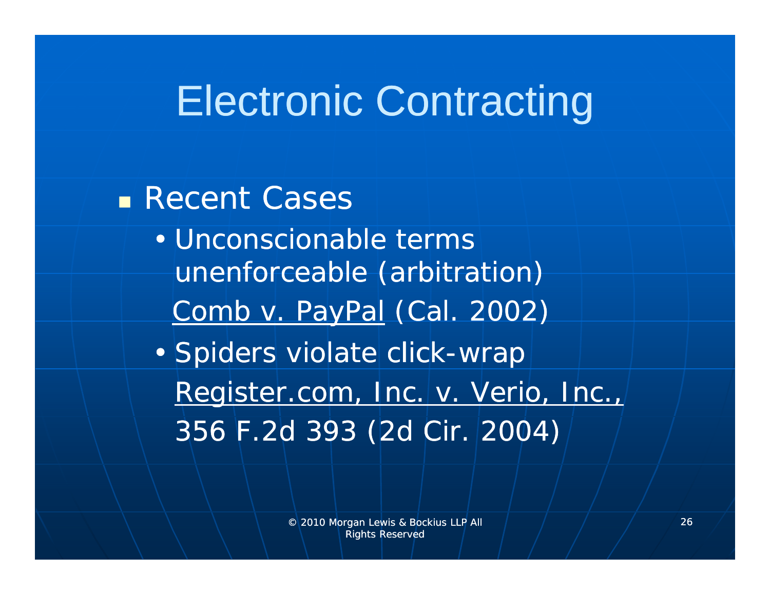# Electronic Contracting

- Recent Cases
  - Unconscionable terms unenforceable (arbitration)
    Comb v. PayPal (Cal. 2002)
  - Spiders violate click-wrap
    Register.com, Inc. v. Verio, Inc., 356 F.2d 393 (2d Cir. 2004)

© 2010 Morgan Lewis & Bockius LLP All Rights Reserved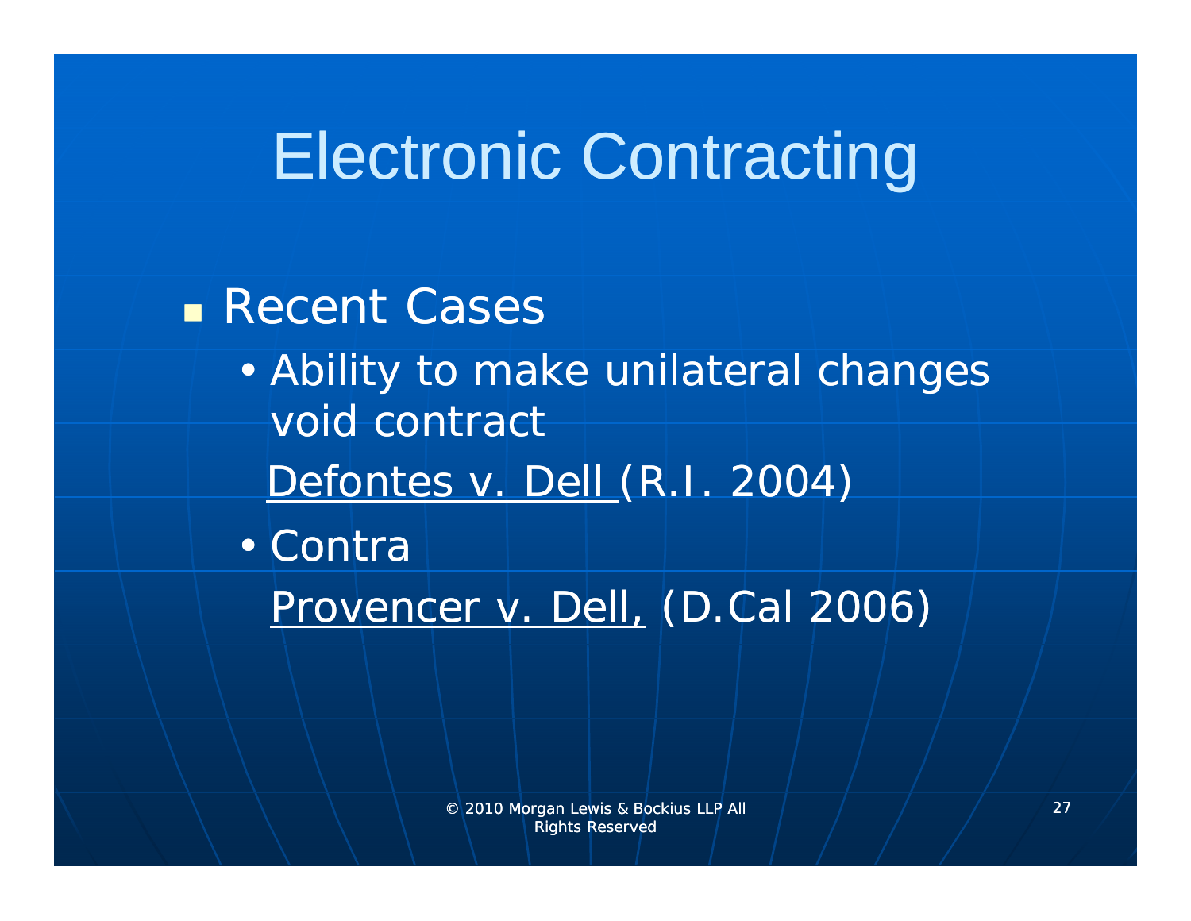# Electronic Contracting

- Recent Cases
  - Ability to make unilateral changes void contract
    
    Defontes v. Dell (R.I. 2004)
  - Contra
    
    Provencer v. Dell, (D.Cal 2006)

© 2010 Morgan Lewis & Bockius LLP All Rights Reserved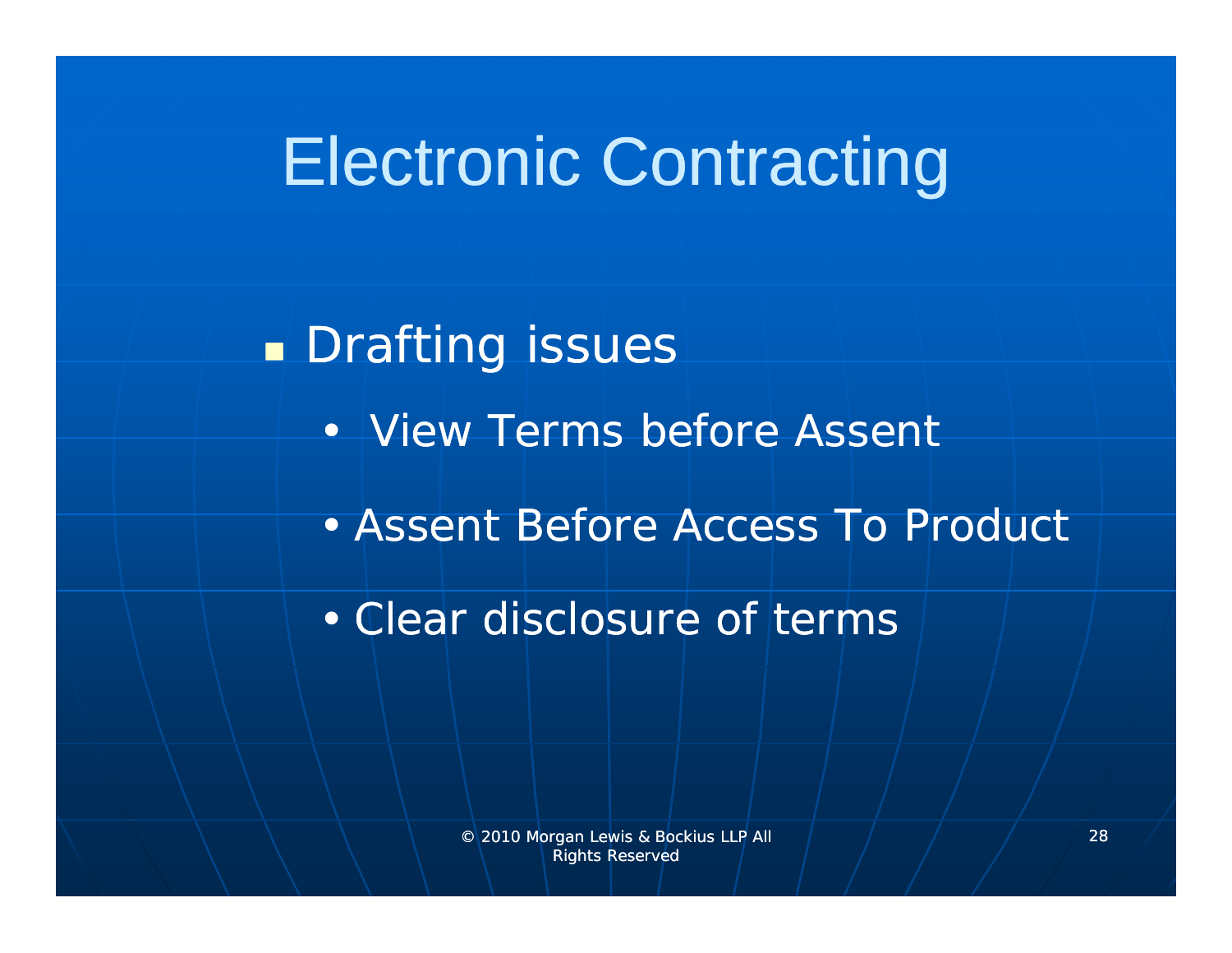# Electronic Contracting

- Drafting issues
  - View Terms before Assent
  - Assent Before Access To Product
  - Clear disclosure of terms

© 2010 Morgan Lewis & Bockius LLP All Rights Reserved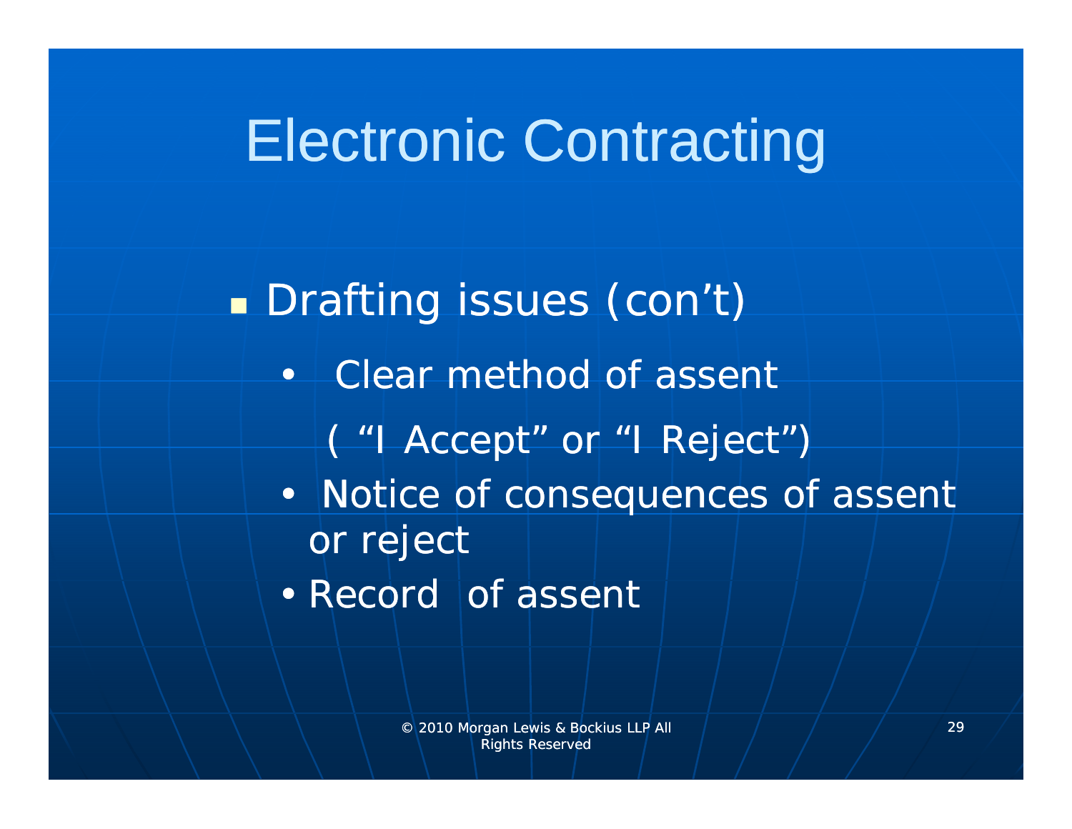# Electronic Contracting

- Drafting issues (con't)
  - Clear method of assent
    ( "I Accept" or "I Reject")
  - Notice of consequences of assent or reject
  - Record of assent

© 2010 Morgan Lewis & Bockius LLP All Rights Reserved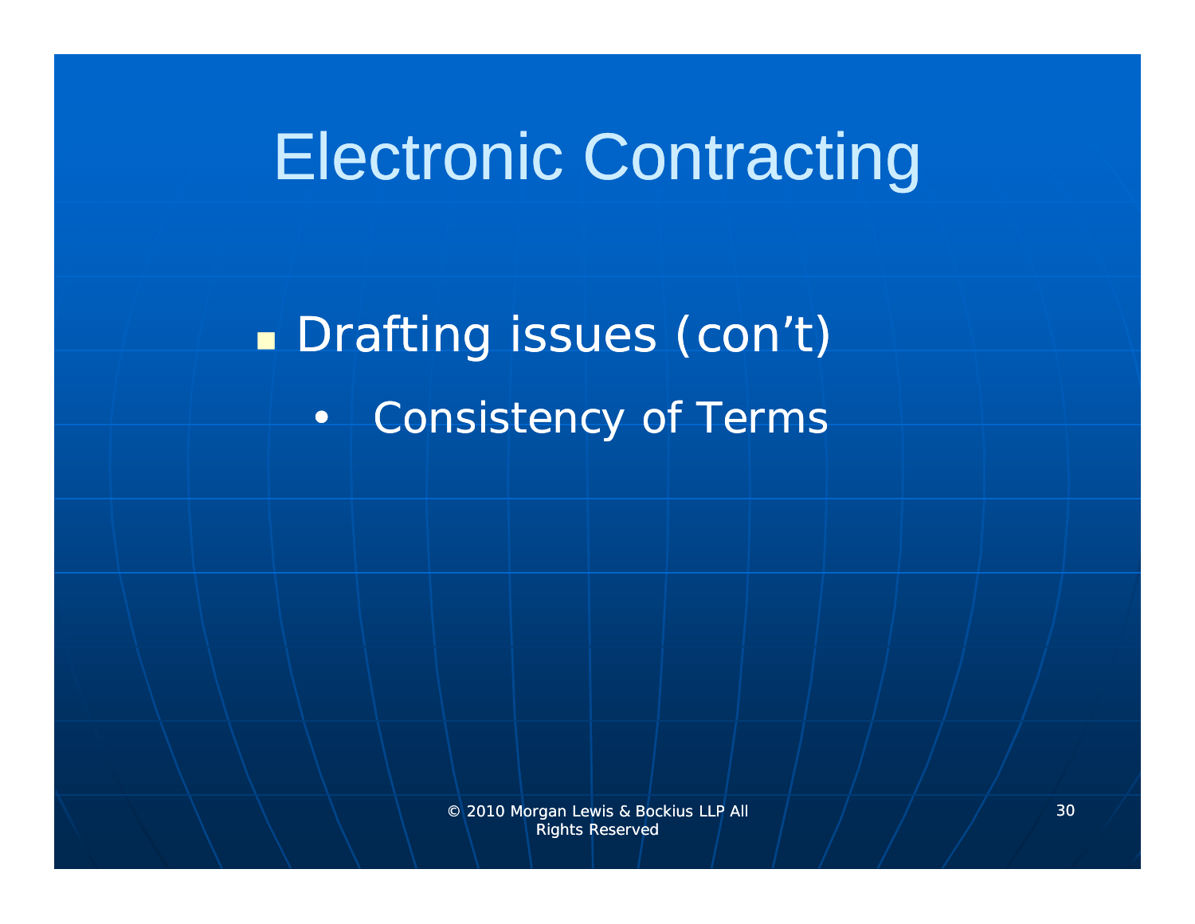# Electronic Contracting

- Drafting issues (con't)
  - Consistency of Terms

© 2010 Morgan Lewis & Bockius LLP All Rights Reserved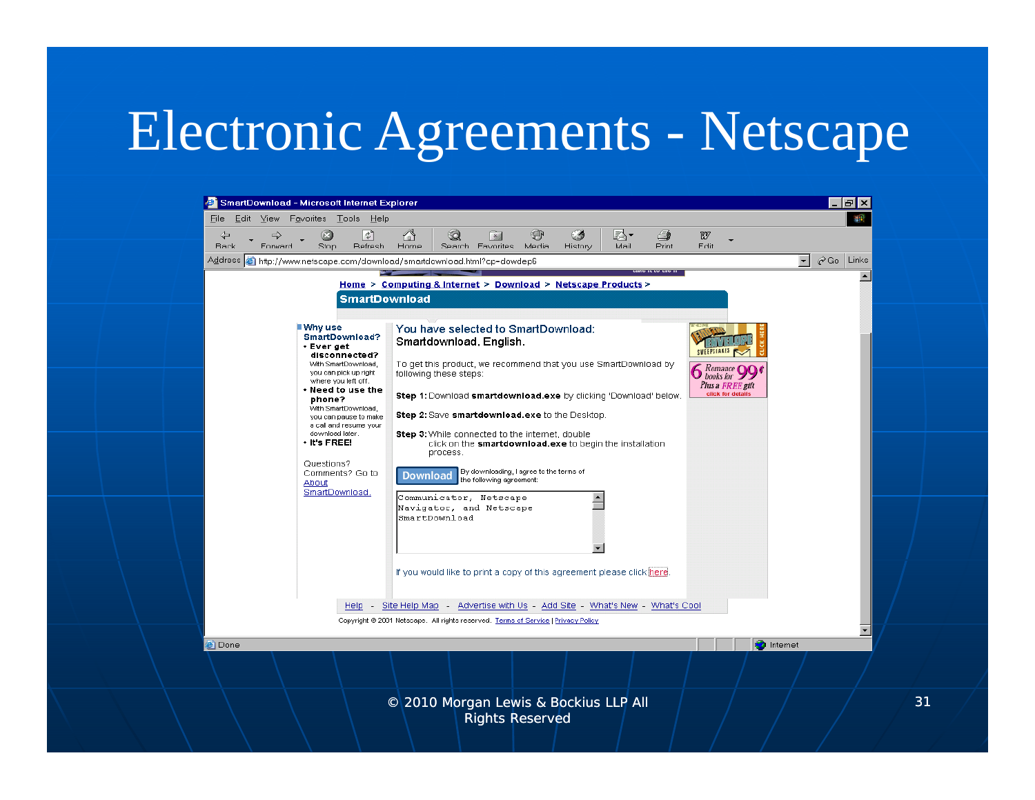# Electronic Agreements - Netscape

SmartDownload - Microsoft Internet Explorer

File Edit View Favorites Tools Help

Back Forward Stop Refresh Home Search Favorites Media History Mail Print Edit

Address http://www.netscape.com/download/smartdownload.html?cp=dowdep6

Home > Computing & Internet > Download > Netscape Products >

**SmartDownload**

**Why use SmartDownload?**

- **Ever get disconnected?** With SmartDownload, you can pick up right where you left off.
- **Need to use the phone?** With SmartDownload, you can pause to make a call and resume your download later.
- **It's FREE!**

Questions? Comments? Go to About SmartDownload.

You have selected to SmartDownload:
Smartdownload, English.

To get this product, we recommend that you use SmartDownload by following these steps:

**Step 1:** Download **smartdownload.exe** by clicking 'Download' below.

**Step 2:** Save **smartdownload.exe** to the Desktop.

**Step 3:** While connected to the internet, double click on the **smartdownload.exe** to begin the installation process.

**Download** By downloading, I agree to the terms of the following agreement:

Communicator, Netscape Navigator, and Netscape SmartDownload

If you would like to print a copy of this agreement please click here.

Help - Site Help Map - Advertise with Us - Add Site - What's New - What's Cool

Copyright © 2001 Netscape. All rights reserved. Terms of Service | Privacy Policy

Done Internet

© 2010 Morgan Lewis & Bockius LLP All Rights Reserved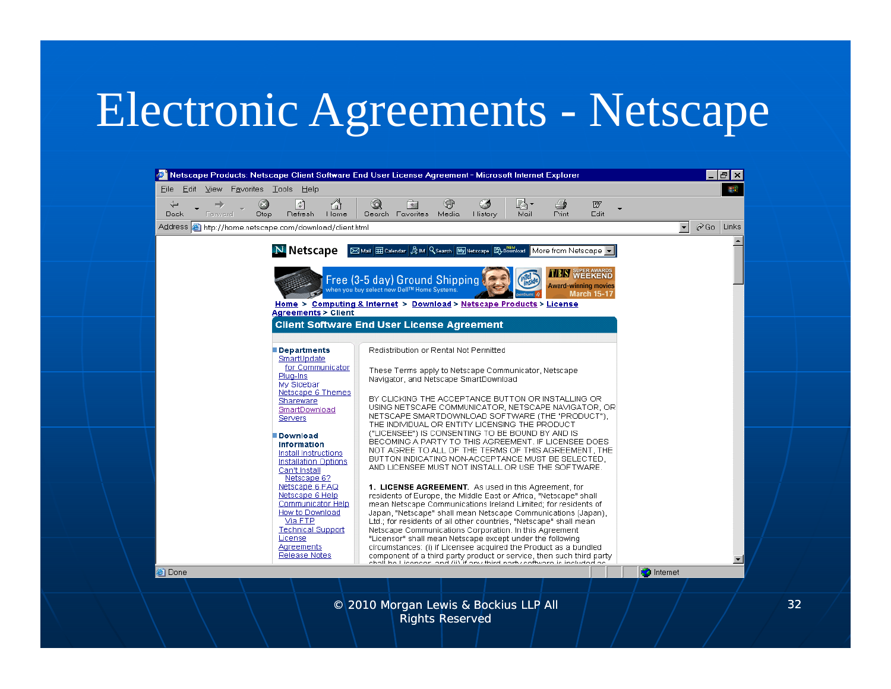# Electronic Agreements - Netscape

Netscape Products: Netscape Client Software End User License Agreement - Microsoft Internet Explorer

Address: http://home.netscape.com/download/client.html

Home > Computing & Internet > Download > Netscape Products > License Agreements > Client

**Client Software End User License Agreement**

**Departments**
- SmartUpdate for Communicator
- Plug-Ins
- My Sidebar
- Netscape 6 Themes
- Shareware
- SmartDownload
- Servers

**Download Information**
- Install Instructions
- Installation Options
- Can't Install Netscape 6?
- Netscape 6 FAQ
- Netscape 6 Help
- Communicator Help
- How to Download Via FTP
- Technical Support
- License
- Agreements
- Release Notes

Redistribution or Rental Not Permitted

These Terms apply to Netscape Communicator, Netscape Navigator, and Netscape SmartDownload

BY CLICKING THE ACCEPTANCE BUTTON OR INSTALLING OR USING NETSCAPE COMMUNICATOR, NETSCAPE NAVIGATOR, OR NETSCAPE SMARTDOWNLOAD SOFTWARE (THE "PRODUCT"), THE INDIVIDUAL OR ENTITY LICENSING THE PRODUCT ("LICENSEE") IS CONSENTING TO BE BOUND BY AND IS BECOMING A PARTY TO THIS AGREEMENT. IF LICENSEE DOES NOT AGREE TO ALL OF THE TERMS OF THIS AGREEMENT, THE BUTTON INDICATING NON-ACCEPTANCE MUST BE SELECTED, AND LICENSEE MUST NOT INSTALL OR USE THE SOFTWARE.

**1. LICENSE AGREEMENT.** As used in this Agreement, for residents of Europe, the Middle East or Africa, "Netscape" shall mean Netscape Communications Ireland Limited; for residents of Japan, "Netscape" shall mean Netscape Communications (Japan), Ltd.; for residents of all other countries, "Netscape" shall mean Netscape Communications Corporation. In this Agreement "Licensor" shall mean Netscape except under the following circumstances: (i) if Licensee acquired the Product as a bundled component of a third party product or service, then such third party shall be Licensor, and (ii) if any third party software is included as

© 2010 Morgan Lewis & Bockius LLP All Rights Reserved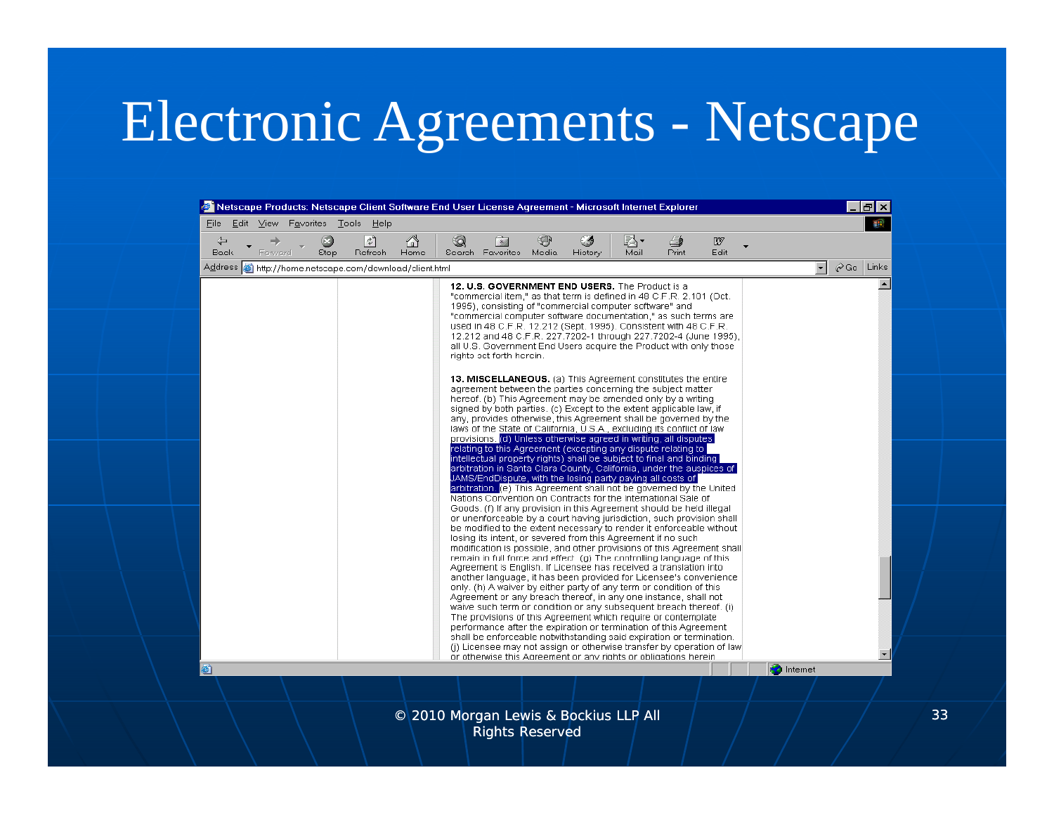# Electronic Agreements - Netscape

Netscape Products: Netscape Client Software End User License Agreement - Microsoft Internet Explorer

Address: http://home.netscape.com/download/client.html

**12. U.S. GOVERNMENT END USERS.** The Product is a "commercial item," as that term is defined in 48 C.F.R. 2.101 (Oct. 1995), consisting of "commercial computer software" and "commercial computer software documentation," as such terms are used in 48 C.F.R. 12.212 (Sept. 1995). Consistent with 48 C.F.R. 12.212 and 48 C.F.R. 227.7202-1 through 227.7202-4 (June 1995), all U.S. Government End Users acquire the Product with only those rights set forth herein.

**13. MISCELLANEOUS.** (a) This Agreement constitutes the entire agreement between the parties concerning the subject matter hereof. (b) This Agreement may be amended only by a writing signed by both parties. (c) Except to the extent applicable law, if any, provides otherwise, this Agreement shall be governed by the laws of the State of California, U.S.A., excluding its conflict of law provisions. (d) Unless otherwise agreed in writing, all disputes relating to this Agreement (excepting any dispute relating to intellectual property rights) shall be subject to final and binding arbitration in Santa Clara County, California, under the auspices of JAMS/EndDispute, with the losing party paying all costs of arbitration. (e) This Agreement shall not be governed by the United Nations Convention on Contracts for the International Sale of Goods. (f) If any provision in this Agreement should be held illegal or unenforceable by a court having jurisdiction, such provision shall be modified to the extent necessary to render it enforceable without losing its intent, or severed from this Agreement if no such modification is possible, and other provisions of this Agreement shall remain in full force and effect. (g) The controlling language of this Agreement is English. If Licensee has received a translation into another language, it has been provided for Licensee's convenience only. (h) A waiver by either party of any term or condition of this Agreement or any breach thereof, in any one instance, shall not waive such term or condition or any subsequent breach thereof. (i) The provisions of this Agreement which require or contemplate performance after the expiration or termination of this Agreement shall be enforceable notwithstanding said expiration or termination. (j) Licensee may not assign or otherwise transfer by operation of law or otherwise this Agreement or any rights or obligations herein

© 2010 Morgan Lewis & Bockius LLP All Rights Reserved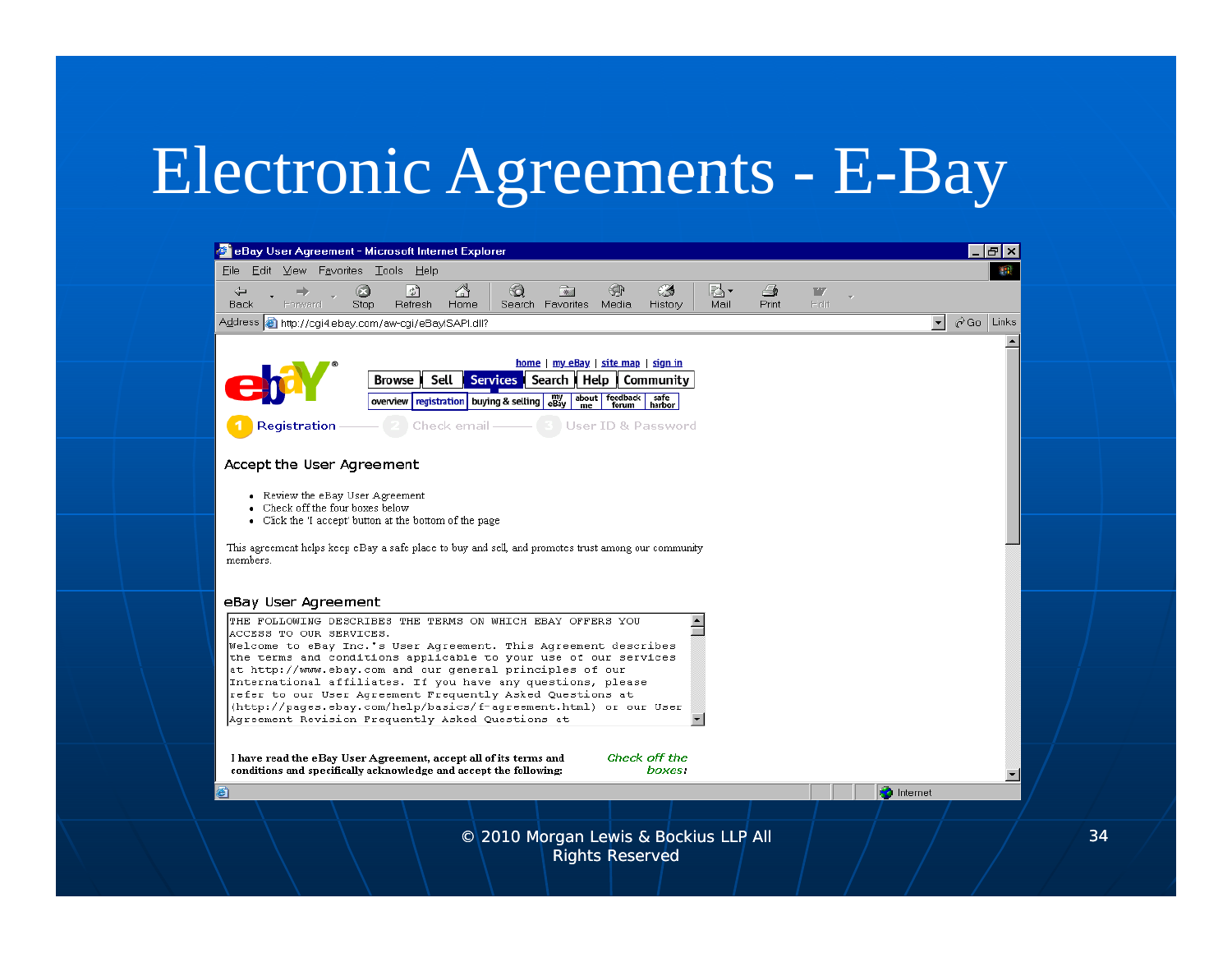# Electronic Agreements - E-Bay

eBay User Agreement - Microsoft Internet Explorer

Address: http://cgi4.ebay.com/aw-cgi/eBayISAPI.dll?

home | my eBay | site map | sign in

Browse | Sell | Services | Search | Help | Community

overview | registration | buying & selling | my eBay | about me | feedback forum | safe harbor

1 Registration — 2 Check email — 3 User ID & Password

### Accept the User Agreement

- Review the eBay User Agreement
- Check off the four boxes below
- Click the 'I accept' button at the bottom of the page

This agreement helps keep eBay a safe place to buy and sell, and promotes trust among our community members.

### eBay User Agreement

```
THE FOLLOWING DESCRIBES THE TERMS ON WHICH EBAY OFFERS YOU
ACCESS TO OUR SERVICES.
Welcome to eBay Inc.'s User Agreement. This Agreement describes
the terms and conditions applicable to your use of our services
at http://www.ebay.com and our general principles of our
International affiliates. If you have any questions, please
refer to our User Agreement Frequently Asked Questions at
(http://pages.ebay.com/help/basics/f-agreement.html) or our User
Agreement Revision Frequently Asked Questions at
```

I have read the eBay User Agreement, accept all of its terms and conditions and specifically acknowledge and accept the following:

*Check off the boxes:*

© 2010 Morgan Lewis & Bockius LLP All Rights Reserved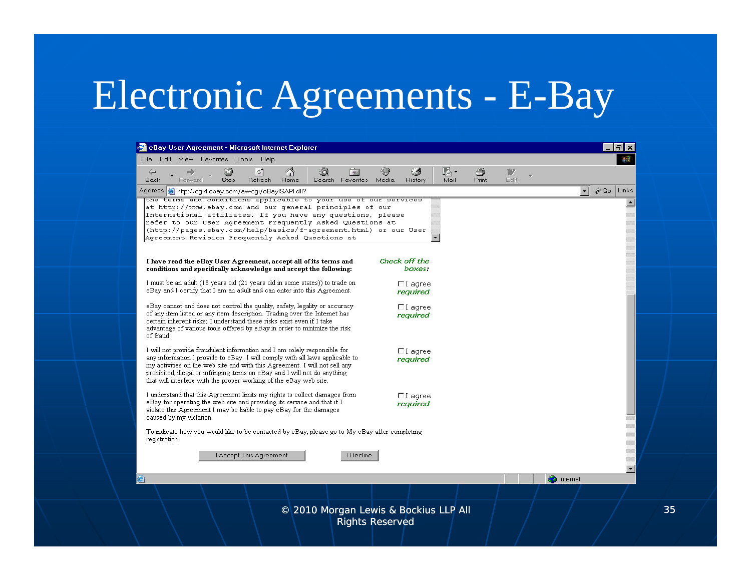# Electronic Agreements - E-Bay

eBay User Agreement - Microsoft Internet Explorer

Address http://cgi4.ebay.com/aw-cgi/eBayISAPI.dll?

the terms and conditions applicable to your use of our services at http://www.ebay.com and our general principles of our International affiliates. If you have any questions, please refer to our User Agreement Frequently Asked Questions at (http://pages.ebay.com/help/basics/f-agreement.html) or our User Agreement Revision Frequently Asked Questions at

**I have read the eBay User Agreement, accept all of its terms and conditions and specifically acknowledge and accept the following:**

*Check off the boxes:*

I must be an adult (18 years old (21 years old in some states)) to trade on eBay and I certify that I am an adult and can enter into this Agreement. ☐ I agree *required*

eBay cannot and does not control the quality, safety, legality or accuracy of any item listed or any item description. Trading over the Internet has certain inherent risks; I understand these risks exist even if I take advantage of various tools offered by eBay in order to minimize the risk of fraud. ☐ I agree *required*

I will not provide fraudulent information and I am solely responsible for any information I provide to eBay. I will comply with all laws applicable to my activities on the web site and with this Agreement. I will not sell any prohibited, illegal or infringing items on eBay and I will not do anything that will interfere with the proper working of the eBay web site. ☐ I agree *required*

I understand that this Agreement limits my rights to collect damages from eBay for operating the web site and providing its service and that if I violate this Agreement I may be liable to pay eBay for the damages caused by my violation. ☐ I agree *required*

To indicate how you would like to be contacted by eBay, please go to My eBay after completing registration.

[I Accept This Agreement] [I Decline]

© 2010 Morgan Lewis & Bockius LLP All Rights Reserved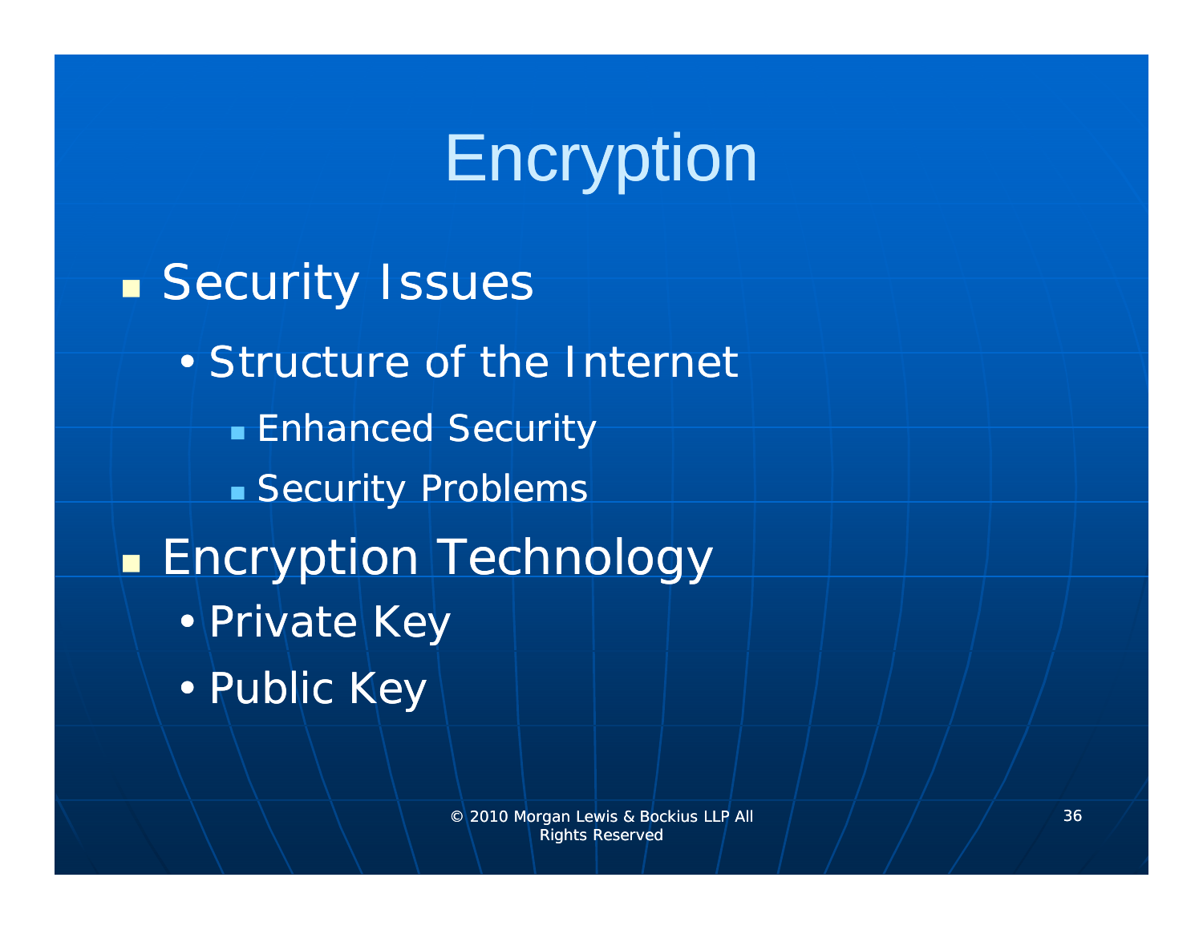# Encryption

- Security Issues
  - Structure of the Internet
    - Enhanced Security
    - Security Problems
- Encryption Technology
  - Private Key
  - Public Key

© 2010 Morgan Lewis & Bockius LLP All Rights Reserved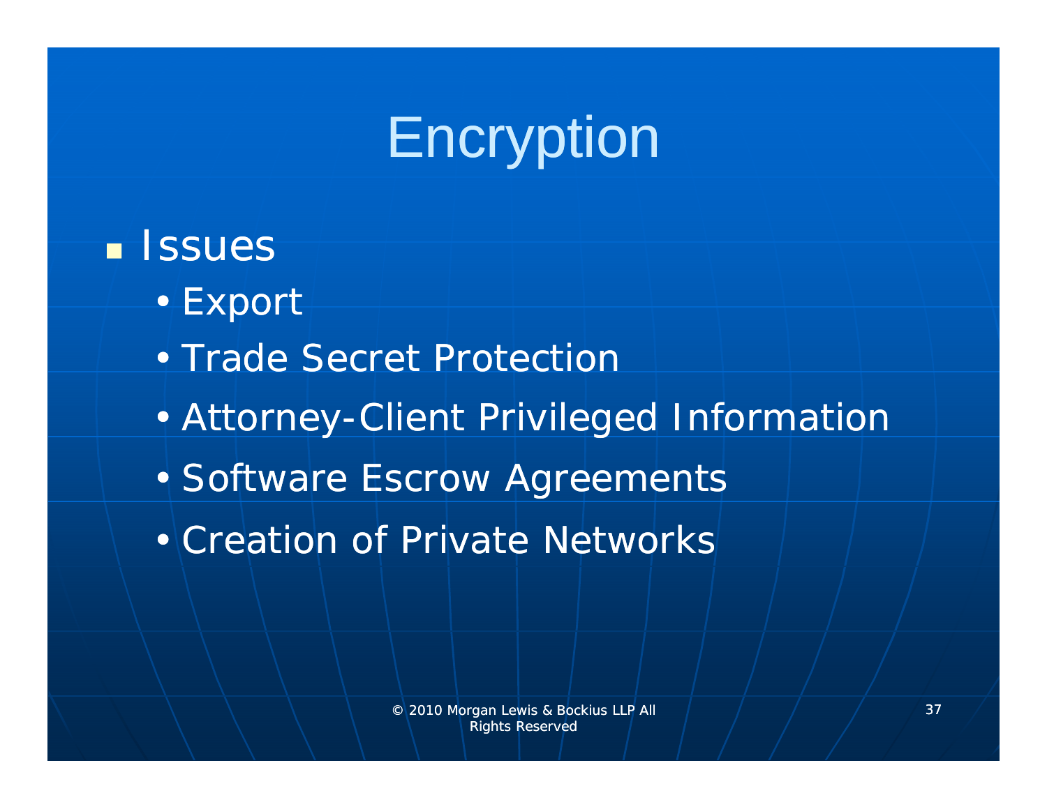# Encryption

- Issues
  - Export
  - Trade Secret Protection
  - Attorney-Client Privileged Information
  - Software Escrow Agreements
  - Creation of Private Networks

© 2010 Morgan Lewis & Bockius LLP All Rights Reserved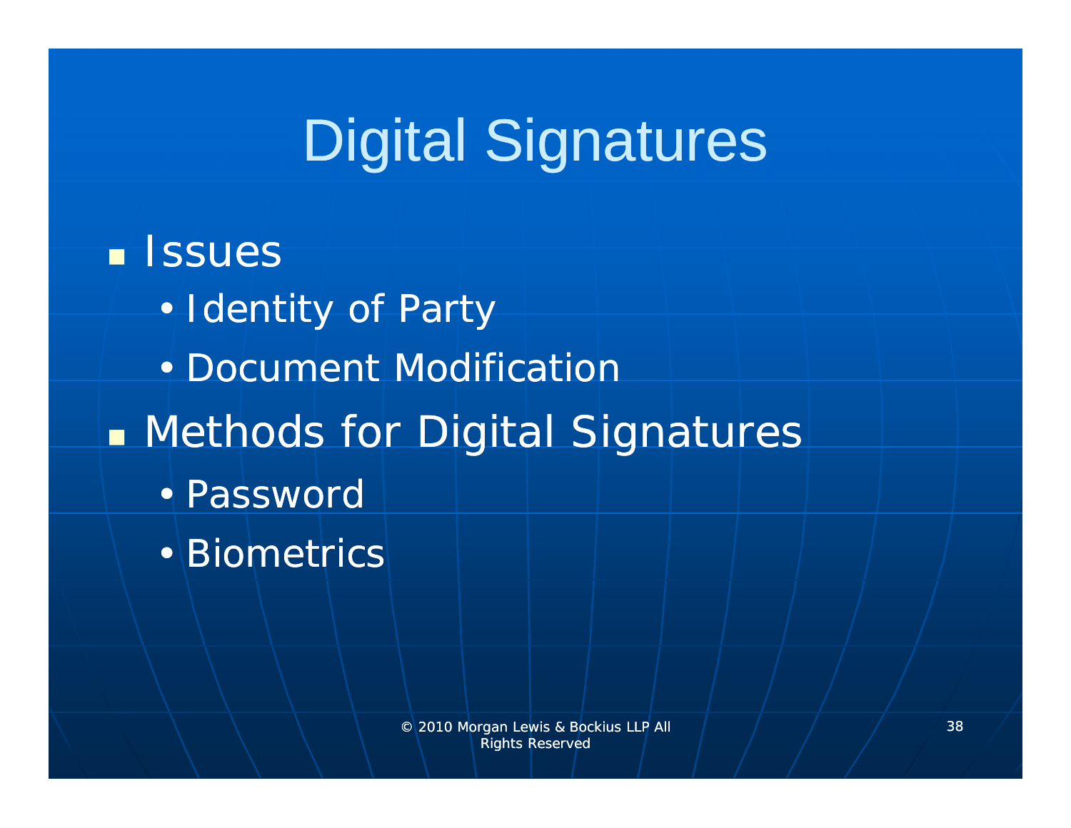# Digital Signatures

- Issues
  - Identity of Party
  - Document Modification
- Methods for Digital Signatures
  - Password
  - Biometrics

© 2010 Morgan Lewis & Bockius LLP All Rights Reserved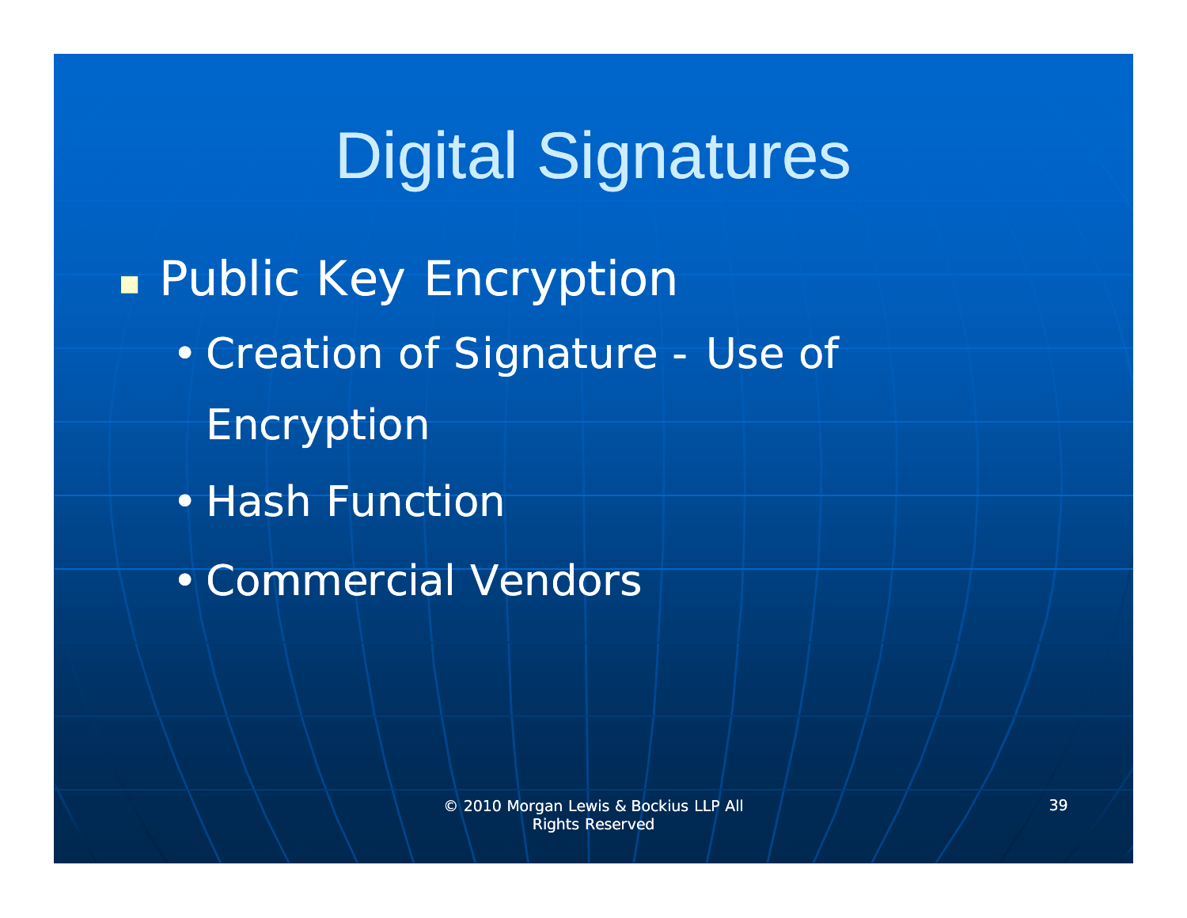# Digital Signatures

- Public Key Encryption
  - Creation of Signature - Use of Encryption
  - Hash Function
  - Commercial Vendors

© 2010 Morgan Lewis & Bockius LLP All Rights Reserved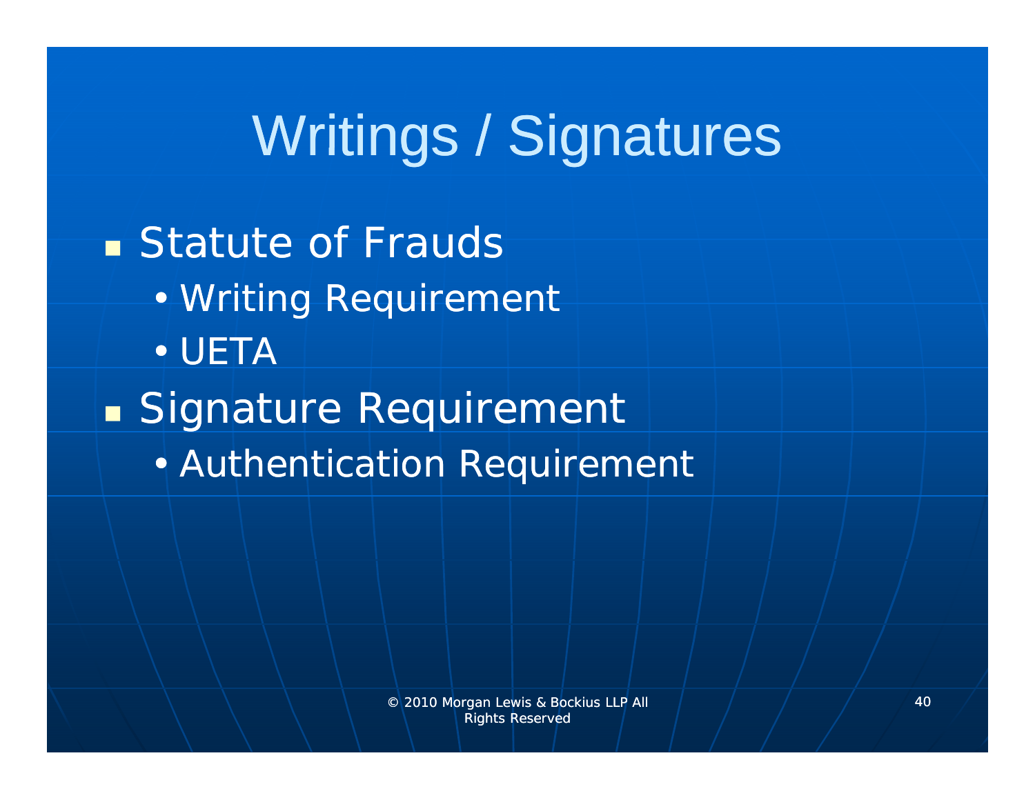# Writings / Signatures

- Statute of Frauds
  - Writing Requirement
  - UETA
- Signature Requirement
  - Authentication Requirement

© 2010 Morgan Lewis & Bockius LLP All Rights Reserved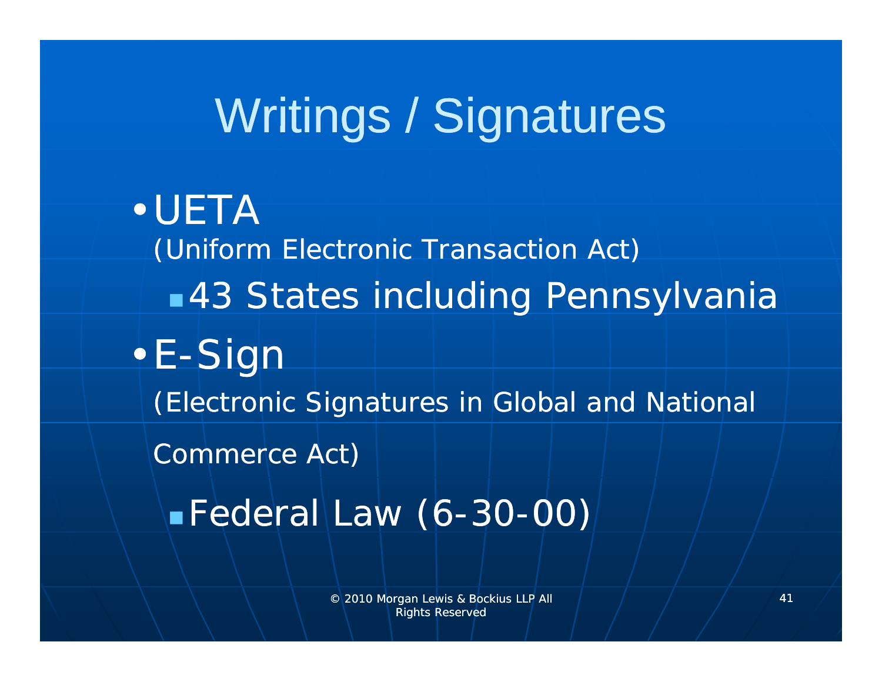# Writings / Signatures

- UETA
  (Uniform Electronic Transaction Act)
  - 43 States including Pennsylvania
- E-Sign
  (Electronic Signatures in Global and National Commerce Act)
  - Federal Law (6-30-00)

© 2010 Morgan Lewis & Bockius LLP All Rights Reserved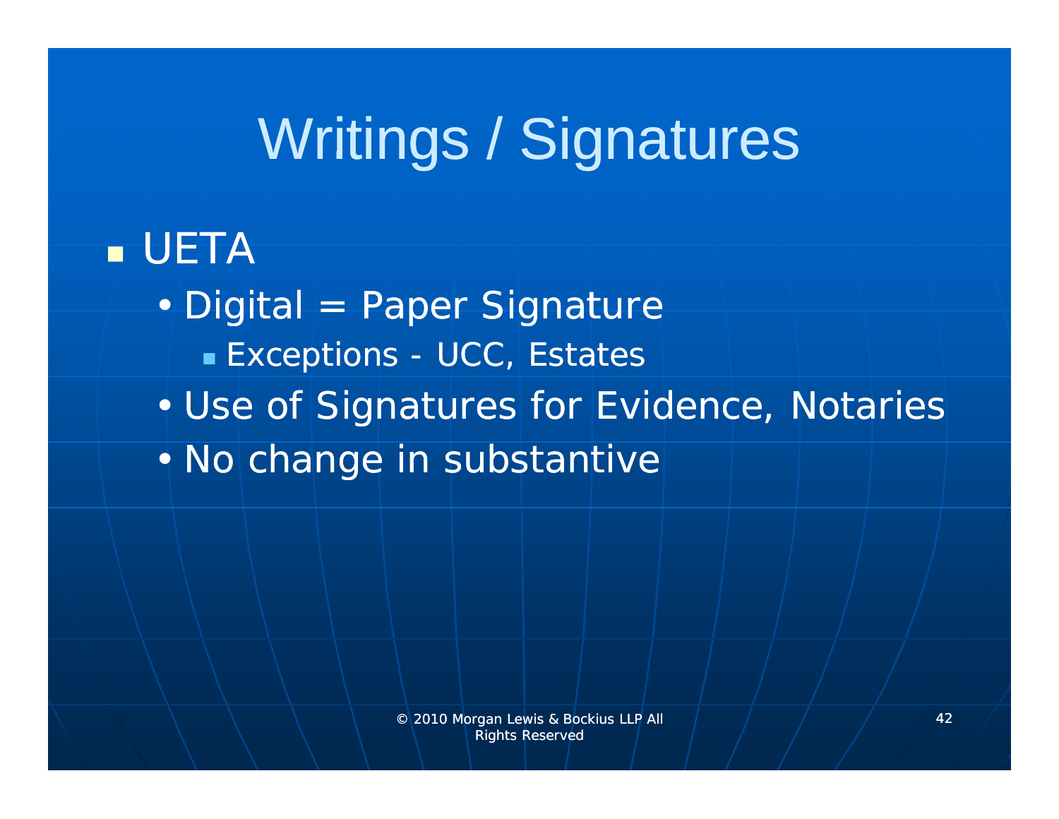# Writings / Signatures

- UETA
  - Digital = Paper Signature
    - Exceptions - UCC, Estates
  - Use of Signatures for Evidence, Notaries
  - No change in substantive

© 2010 Morgan Lewis & Bockius LLP All Rights Reserved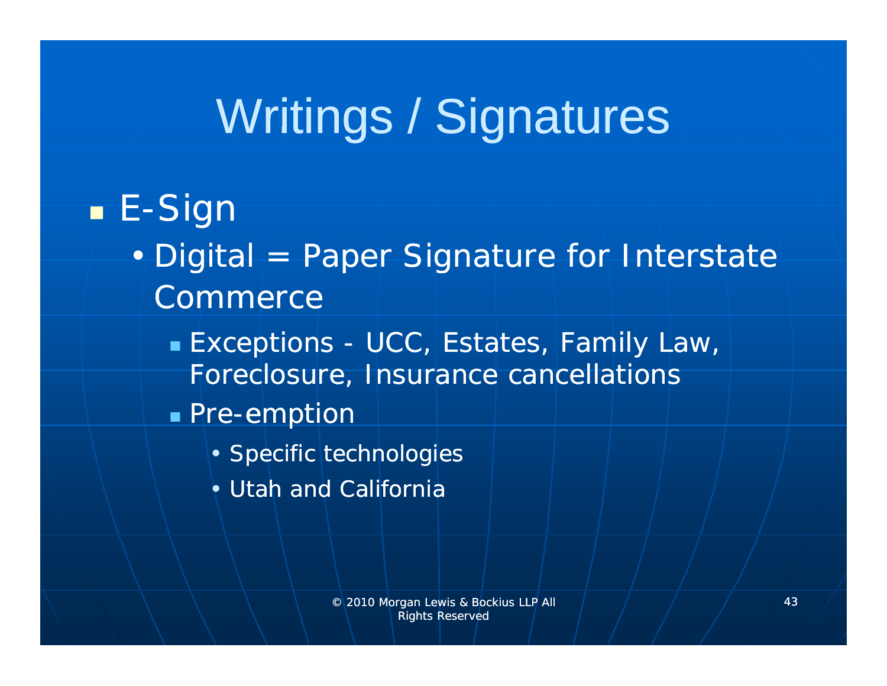# Writings / Signatures

- E-Sign
  - Digital = Paper Signature for Interstate Commerce
    - Exceptions - UCC, Estates, Family Law, Foreclosure, Insurance cancellations
    - Pre-emption
      - Specific technologies
      - Utah and California

© 2010 Morgan Lewis & Bockius LLP All Rights Reserved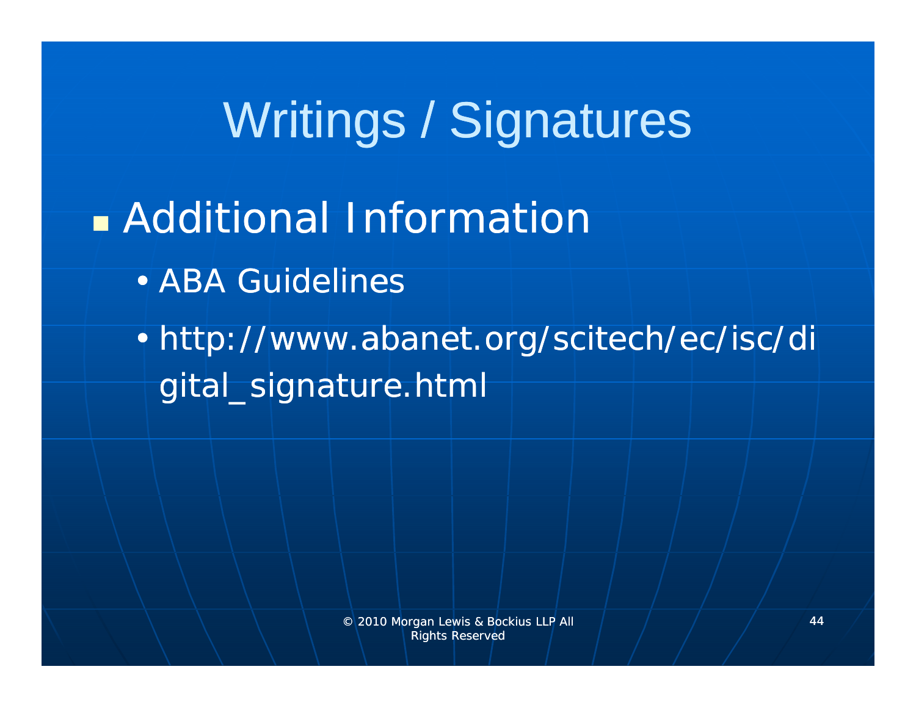# Writings / Signatures

- Additional Information
  - ABA Guidelines
  - http://www.abanet.org/scitech/ec/isc/digital_signature.html

© 2010 Morgan Lewis & Bockius LLP All Rights Reserved